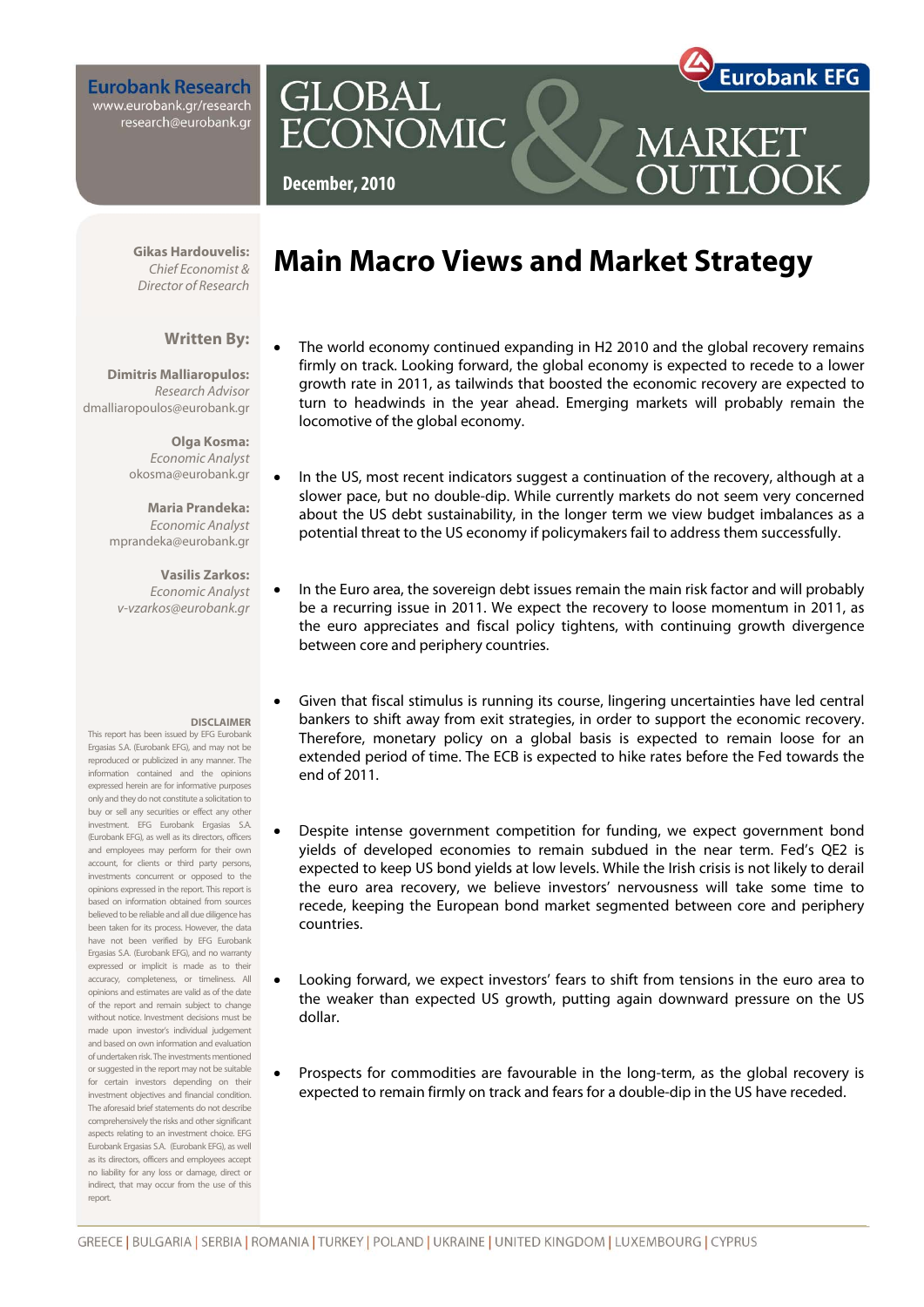**Eurobank Research**
www.eurobank.gr/research
research@eurobank.gr

# GLOBAL ECONOMIC & MARKET OUTLOOK

**December, 2010**

Eurobank EFG

**Gikas Hardouvelis:**
*Chief Economist & Director of Research*

**Written By:**

**Dimitris Malliaropulos:**
*Research Advisor*
dmalliaropoulos@eurobank.gr

**Olga Kosma:**
*Economic Analyst*
okosma@eurobank.gr

**Maria Prandeka:**
*Economic Analyst*
mprandeka@eurobank.gr

**Vasilis Zarkos:**
*Economic Analyst*
*v-vzarkos@eurobank.gr*

## Main Macro Views and Market Strategy

- The world economy continued expanding in H2 2010 and the global recovery remains firmly on track. Looking forward, the global economy is expected to recede to a lower growth rate in 2011, as tailwinds that boosted the economic recovery are expected to turn to headwinds in the year ahead. Emerging markets will probably remain the locomotive of the global economy.

- In the US, most recent indicators suggest a continuation of the recovery, although at a slower pace, but no double-dip. While currently markets do not seem very concerned about the US debt sustainability, in the longer term we view budget imbalances as a potential threat to the US economy if policymakers fail to address them successfully.

- In the Euro area, the sovereign debt issues remain the main risk factor and will probably be a recurring issue in 2011. We expect the recovery to loose momentum in 2011, as the euro appreciates and fiscal policy tightens, with continuing growth divergence between core and periphery countries.

- Given that fiscal stimulus is running its course, lingering uncertainties have led central bankers to shift away from exit strategies, in order to support the economic recovery. Therefore, monetary policy on a global basis is expected to remain loose for an extended period of time. The ECB is expected to hike rates before the Fed towards the end of 2011.

- Despite intense government competition for funding, we expect government bond yields of developed economies to remain subdued in the near term. Fed's QE2 is expected to keep US bond yields at low levels. While the Irish crisis is not likely to derail the euro area recovery, we believe investors' nervousness will take some time to recede, keeping the European bond market segmented between core and periphery countries.

- Looking forward, we expect investors' fears to shift from tensions in the euro area to the weaker than expected US growth, putting again downward pressure on the US dollar.

- Prospects for commodities are favourable in the long-term, as the global recovery is expected to remain firmly on track and fears for a double-dip in the US have receded.

**DISCLAIMER**
This report has been issued by EFG Eurobank Ergasias S.A. (Eurobank EFG), and may not be reproduced or publicized in any manner. The information contained and the opinions expressed herein are for informative purposes only and they do not constitute a solicitation to buy or sell any securities or effect any other investment. EFG Eurobank Ergasias S.A. (Eurobank EFG), as well as its directors, officers and employees may perform for their own account, for clients or third party persons, investments concurrent or opposed to the opinions expressed in the report. This report is based on information obtained from sources believed to be reliable and all due diligence has been taken for its process. However, the data have not been verified by EFG Eurobank Ergasias S.A. (Eurobank EFG), and no warranty expressed or implicit is made as to their accuracy, completeness, or timeliness. All opinions and estimates are valid as of the date of the report and remain subject to change without notice. Investment decisions must be made upon investor's individual judgement and based on own information and evaluation of undertaken risk. The investments mentioned or suggested in the report may not be suitable for certain investors depending on their investment objectives and financial condition. The aforesaid brief statements do not describe comprehensively the risks and other significant aspects relating to an investment choice. EFG Eurobank Ergasias S.A. (Eurobank EFG), as well as its directors, officers and employees accept no liability for any loss or damage, direct or indirect, that may occur from the use of this report.

GREECE | BULGARIA | SERBIA | ROMANIA | TURKEY | POLAND | UKRAINE | UNITED KINGDOM | LUXEMBOURG | CYPRUS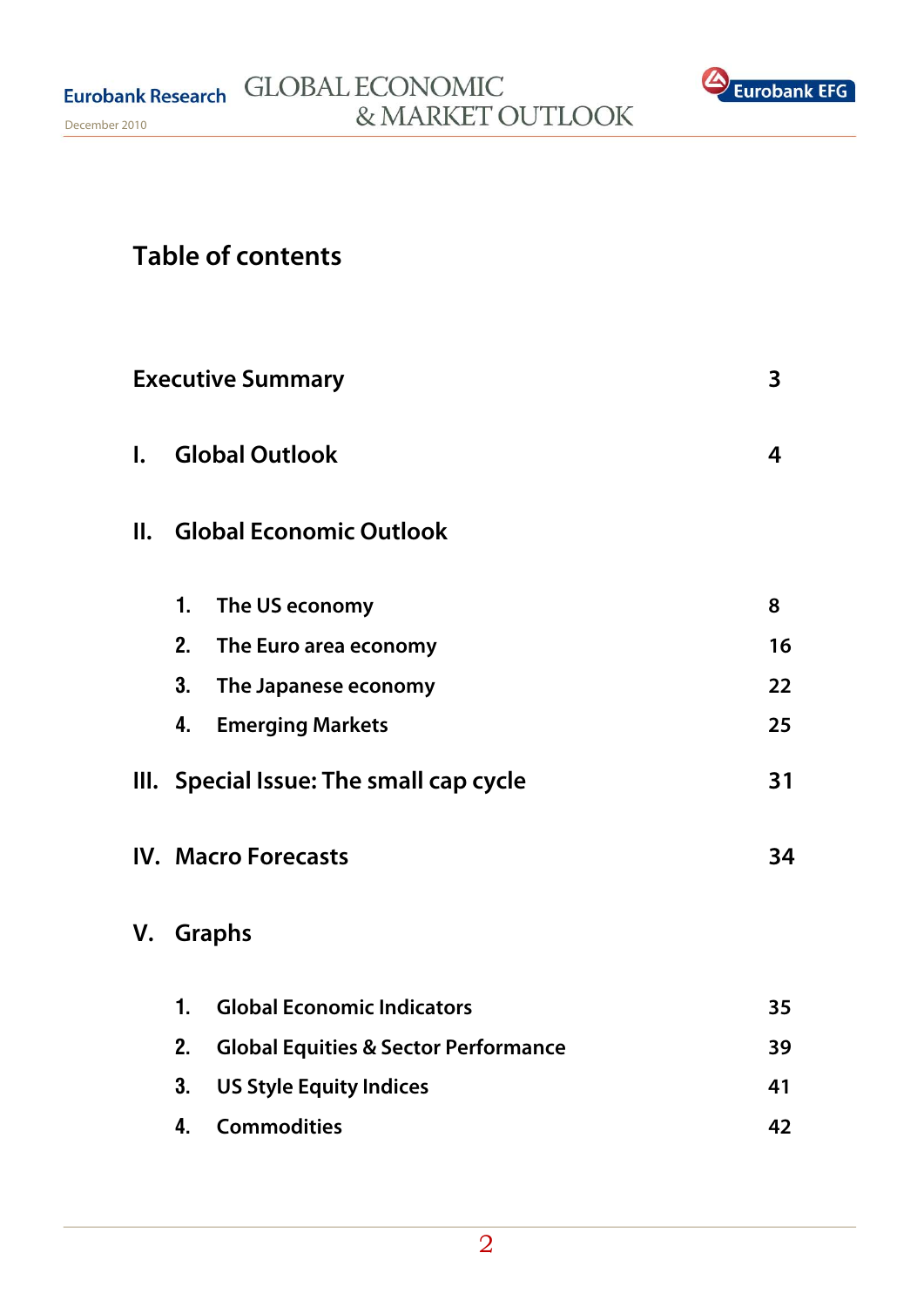# Table of contents

| | |
|---|---|
| **Executive Summary** | **3** |
| **I. Global Outlook** | **4** |
| **II. Global Economic Outlook** | |
| 1. The US economy | 8 |
| 2. The Euro area economy | 16 |
| 3. The Japanese economy | 22 |
| 4. Emerging Markets | 25 |
| **III. Special Issue: The small cap cycle** | **31** |
| **IV. Macro Forecasts** | **34** |
| **V. Graphs** | |
| 1. Global Economic Indicators | 35 |
| 2. Global Equities & Sector Performance | 39 |
| 3. US Style Equity Indices | 41 |
| 4. Commodities | 42 |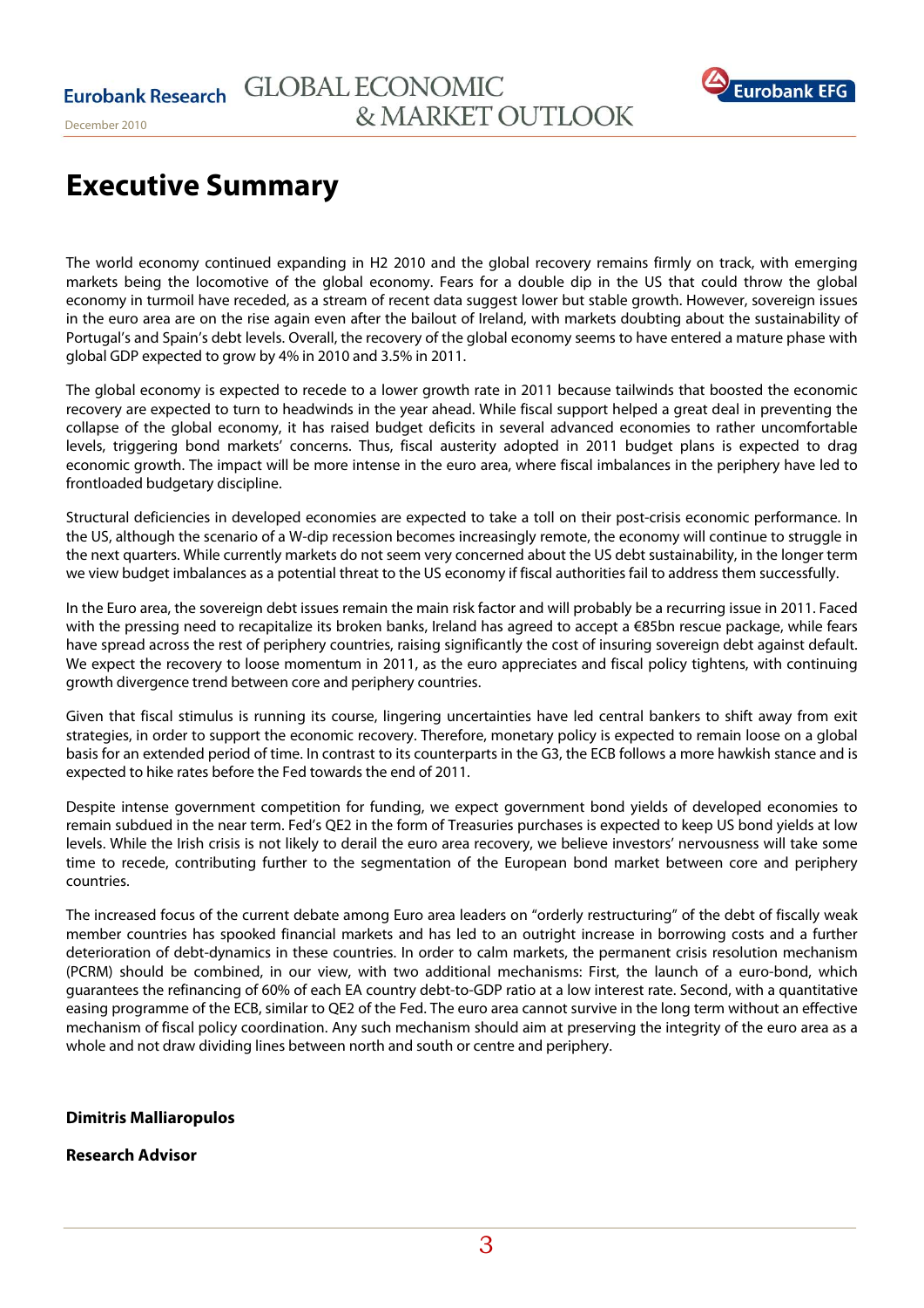# Executive Summary

The world economy continued expanding in H2 2010 and the global recovery remains firmly on track, with emerging markets being the locomotive of the global economy. Fears for a double dip in the US that could throw the global economy in turmoil have receded, as a stream of recent data suggest lower but stable growth. However, sovereign issues in the euro area are on the rise again even after the bailout of Ireland, with markets doubting about the sustainability of Portugal's and Spain's debt levels. Overall, the recovery of the global economy seems to have entered a mature phase with global GDP expected to grow by 4% in 2010 and 3.5% in 2011.

The global economy is expected to recede to a lower growth rate in 2011 because tailwinds that boosted the economic recovery are expected to turn to headwinds in the year ahead. While fiscal support helped a great deal in preventing the collapse of the global economy, it has raised budget deficits in several advanced economies to rather uncomfortable levels, triggering bond markets' concerns. Thus, fiscal austerity adopted in 2011 budget plans is expected to drag economic growth. The impact will be more intense in the euro area, where fiscal imbalances in the periphery have led to frontloaded budgetary discipline.

Structural deficiencies in developed economies are expected to take a toll on their post-crisis economic performance. In the US, although the scenario of a W-dip recession becomes increasingly remote, the economy will continue to struggle in the next quarters. While currently markets do not seem very concerned about the US debt sustainability, in the longer term we view budget imbalances as a potential threat to the US economy if fiscal authorities fail to address them successfully.

In the Euro area, the sovereign debt issues remain the main risk factor and will probably be a recurring issue in 2011. Faced with the pressing need to recapitalize its broken banks, Ireland has agreed to accept a €85bn rescue package, while fears have spread across the rest of periphery countries, raising significantly the cost of insuring sovereign debt against default. We expect the recovery to loose momentum in 2011, as the euro appreciates and fiscal policy tightens, with continuing growth divergence trend between core and periphery countries.

Given that fiscal stimulus is running its course, lingering uncertainties have led central bankers to shift away from exit strategies, in order to support the economic recovery. Therefore, monetary policy is expected to remain loose on a global basis for an extended period of time. In contrast to its counterparts in the G3, the ECB follows a more hawkish stance and is expected to hike rates before the Fed towards the end of 2011.

Despite intense government competition for funding, we expect government bond yields of developed economies to remain subdued in the near term. Fed's QE2 in the form of Treasuries purchases is expected to keep US bond yields at low levels. While the Irish crisis is not likely to derail the euro area recovery, we believe investors' nervousness will take some time to recede, contributing further to the segmentation of the European bond market between core and periphery countries.

The increased focus of the current debate among Euro area leaders on "orderly restructuring" of the debt of fiscally weak member countries has spooked financial markets and has led to an outright increase in borrowing costs and a further deterioration of debt-dynamics in these countries. In order to calm markets, the permanent crisis resolution mechanism (PCRM) should be combined, in our view, with two additional mechanisms: First, the launch of a euro-bond, which guarantees the refinancing of 60% of each EA country debt-to-GDP ratio at a low interest rate. Second, with a quantitative easing programme of the ECB, similar to QE2 of the Fed. The euro area cannot survive in the long term without an effective mechanism of fiscal policy coordination. Any such mechanism should aim at preserving the integrity of the euro area as a whole and not draw dividing lines between north and south or centre and periphery.

**Dimitris Malliaropulos**

**Research Advisor**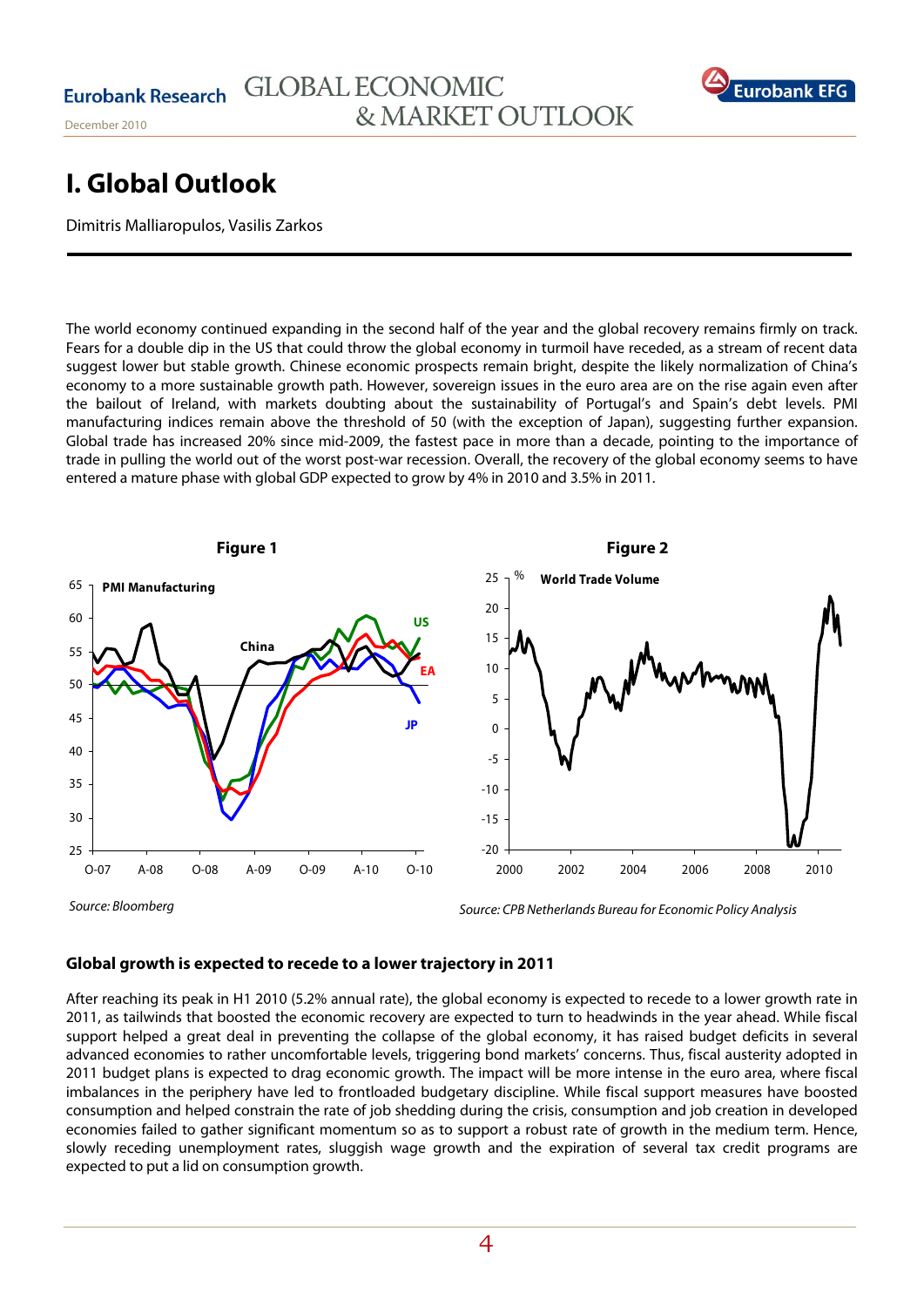# I. Global Outlook

Dimitris Malliaropulos, Vasilis Zarkos

The world economy continued expanding in the second half of the year and the global recovery remains firmly on track. Fears for a double dip in the US that could throw the global economy in turmoil have receded, as a stream of recent data suggest lower but stable growth. Chinese economic prospects remain bright, despite the likely normalization of China's economy to a more sustainable growth path. However, sovereign issues in the euro area are on the rise again even after the bailout of Ireland, with markets doubting about the sustainability of Portugal's and Spain's debt levels. PMI manufacturing indices remain above the threshold of 50 (with the exception of Japan), suggesting further expansion. Global trade has increased 20% since mid-2009, the fastest pace in more than a decade, pointing to the importance of trade in pulling the world out of the worst post-war recession. Overall, the recovery of the global economy seems to have entered a mature phase with global GDP expected to grow by 4% in 2010 and 3.5% in 2011.

**Figure 1**

PMI Manufacturing

*Source: Bloomberg*

**Figure 2**

World Trade Volume

*Source: CPB Netherlands Bureau for Economic Policy Analysis*

### Global growth is expected to recede to a lower trajectory in 2011

After reaching its peak in H1 2010 (5.2% annual rate), the global economy is expected to recede to a lower growth rate in 2011, as tailwinds that boosted the economic recovery are expected to turn to headwinds in the year ahead. While fiscal support helped a great deal in preventing the collapse of the global economy, it has raised budget deficits in several advanced economies to rather uncomfortable levels, triggering bond markets' concerns. Thus, fiscal austerity adopted in 2011 budget plans is expected to drag economic growth. The impact will be more intense in the euro area, where fiscal imbalances in the periphery have led to frontloaded budgetary discipline. While fiscal support measures have boosted consumption and helped constrain the rate of job shedding during the crisis, consumption and job creation in developed economies failed to gather significant momentum so as to support a robust rate of growth in the medium term. Hence, slowly receding unemployment rates, sluggish wage growth and the expiration of several tax credit programs are expected to put a lid on consumption growth.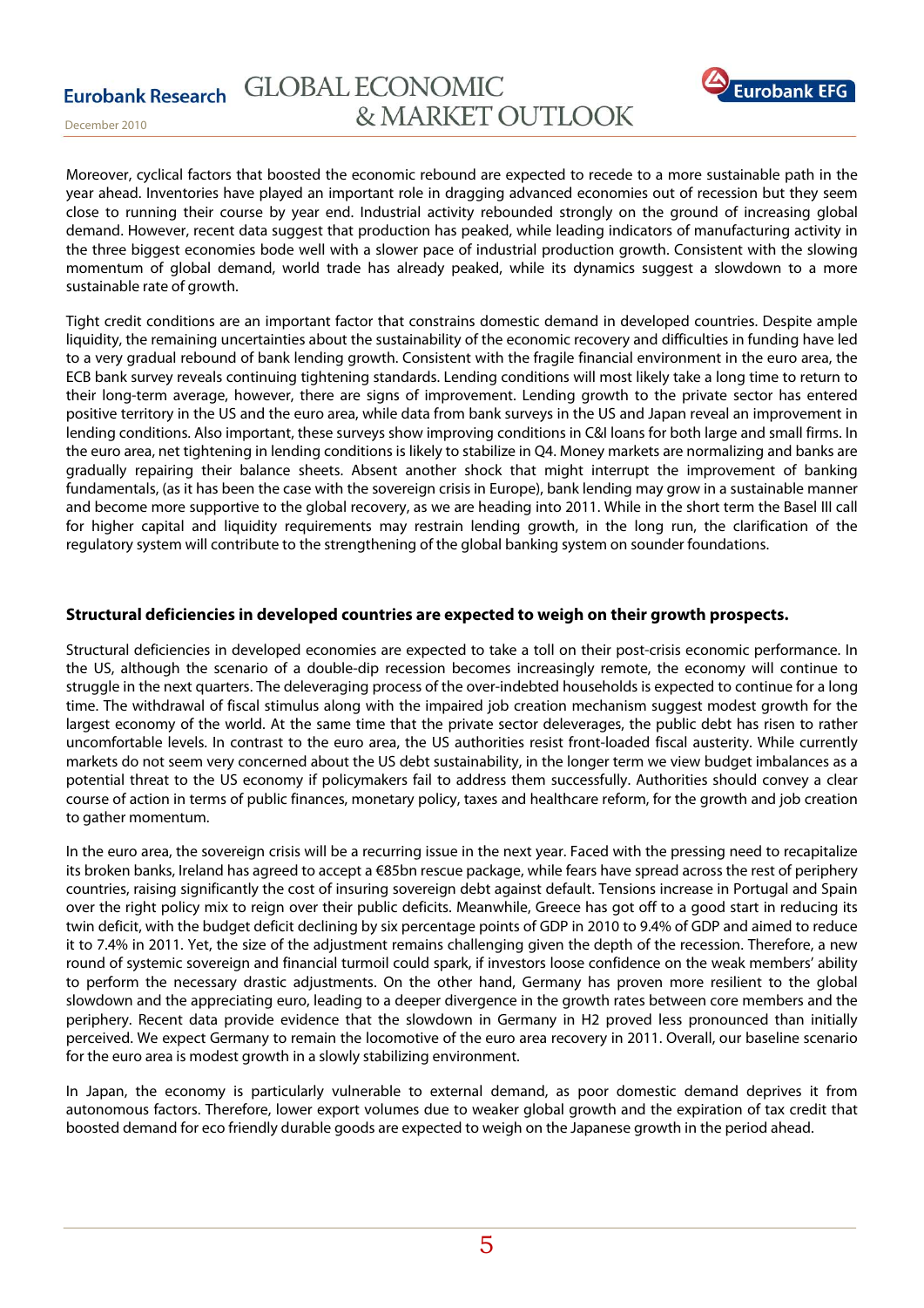Moreover, cyclical factors that boosted the economic rebound are expected to recede to a more sustainable path in the year ahead. Inventories have played an important role in dragging advanced economies out of recession but they seem close to running their course by year end. Industrial activity rebounded strongly on the ground of increasing global demand. However, recent data suggest that production has peaked, while leading indicators of manufacturing activity in the three biggest economies bode well with a slower pace of industrial production growth. Consistent with the slowing momentum of global demand, world trade has already peaked, while its dynamics suggest a slowdown to a more sustainable rate of growth.

Tight credit conditions are an important factor that constrains domestic demand in developed countries. Despite ample liquidity, the remaining uncertainties about the sustainability of the economic recovery and difficulties in funding have led to a very gradual rebound of bank lending growth. Consistent with the fragile financial environment in the euro area, the ECB bank survey reveals continuing tightening standards. Lending conditions will most likely take a long time to return to their long-term average, however, there are signs of improvement. Lending growth to the private sector has entered positive territory in the US and the euro area, while data from bank surveys in the US and Japan reveal an improvement in lending conditions. Also important, these surveys show improving conditions in C&I loans for both large and small firms. In the euro area, net tightening in lending conditions is likely to stabilize in Q4. Money markets are normalizing and banks are gradually repairing their balance sheets. Absent another shock that might interrupt the improvement of banking fundamentals, (as it has been the case with the sovereign crisis in Europe), bank lending may grow in a sustainable manner and become more supportive to the global recovery, as we are heading into 2011. While in the short term the Basel III call for higher capital and liquidity requirements may restrain lending growth, in the long run, the clarification of the regulatory system will contribute to the strengthening of the global banking system on sounder foundations.

**Structural deficiencies in developed countries are expected to weigh on their growth prospects.**

Structural deficiencies in developed economies are expected to take a toll on their post-crisis economic performance. In the US, although the scenario of a double-dip recession becomes increasingly remote, the economy will continue to struggle in the next quarters. The deleveraging process of the over-indebted households is expected to continue for a long time. The withdrawal of fiscal stimulus along with the impaired job creation mechanism suggest modest growth for the largest economy of the world. At the same time that the private sector deleverages, the public debt has risen to rather uncomfortable levels. In contrast to the euro area, the US authorities resist front-loaded fiscal austerity. While currently markets do not seem very concerned about the US debt sustainability, in the longer term we view budget imbalances as a potential threat to the US economy if policymakers fail to address them successfully. Authorities should convey a clear course of action in terms of public finances, monetary policy, taxes and healthcare reform, for the growth and job creation to gather momentum.

In the euro area, the sovereign crisis will be a recurring issue in the next year. Faced with the pressing need to recapitalize its broken banks, Ireland has agreed to accept a €85bn rescue package, while fears have spread across the rest of periphery countries, raising significantly the cost of insuring sovereign debt against default. Tensions increase in Portugal and Spain over the right policy mix to reign over their public deficits. Meanwhile, Greece has got off to a good start in reducing its twin deficit, with the budget deficit declining by six percentage points of GDP in 2010 to 9.4% of GDP and aimed to reduce it to 7.4% in 2011. Yet, the size of the adjustment remains challenging given the depth of the recession. Therefore, a new round of systemic sovereign and financial turmoil could spark, if investors loose confidence on the weak members' ability to perform the necessary drastic adjustments. On the other hand, Germany has proven more resilient to the global slowdown and the appreciating euro, leading to a deeper divergence in the growth rates between core members and the periphery. Recent data provide evidence that the slowdown in Germany in H2 proved less pronounced than initially perceived. We expect Germany to remain the locomotive of the euro area recovery in 2011. Overall, our baseline scenario for the euro area is modest growth in a slowly stabilizing environment.

In Japan, the economy is particularly vulnerable to external demand, as poor domestic demand deprives it from autonomous factors. Therefore, lower export volumes due to weaker global growth and the expiration of tax credit that boosted demand for eco friendly durable goods are expected to weigh on the Japanese growth in the period ahead.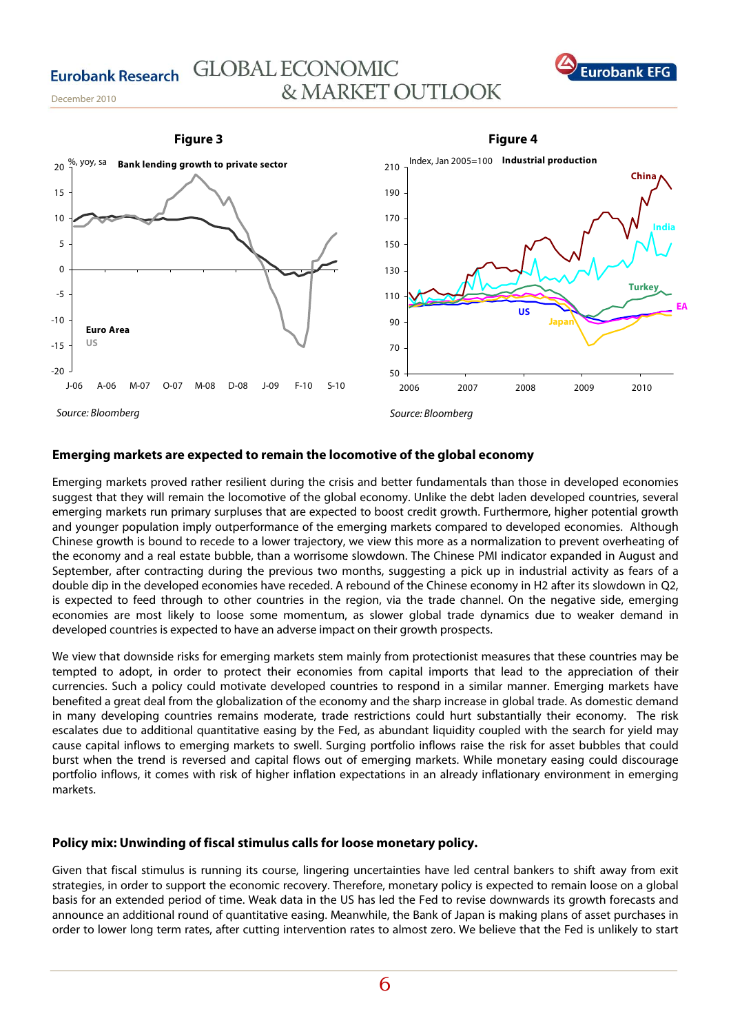**Figure 3**

*Source: Bloomberg*

**Figure 4**

*Source: Bloomberg*

### Emerging markets are expected to remain the locomotive of the global economy

Emerging markets proved rather resilient during the crisis and better fundamentals than those in developed economies suggest that they will remain the locomotive of the global economy. Unlike the debt laden developed countries, several emerging markets run primary surpluses that are expected to boost credit growth. Furthermore, higher potential growth and younger population imply outperformance of the emerging markets compared to developed economies. Although Chinese growth is bound to recede to a lower trajectory, we view this more as a normalization to prevent overheating of the economy and a real estate bubble, than a worrisome slowdown. The Chinese PMI indicator expanded in August and September, after contracting during the previous two months, suggesting a pick up in industrial activity as fears of a double dip in the developed economies have receded. A rebound of the Chinese economy in H2 after its slowdown in Q2, is expected to feed through to other countries in the region, via the trade channel. On the negative side, emerging economies are most likely to loose some momentum, as slower global trade dynamics due to weaker demand in developed countries is expected to have an adverse impact on their growth prospects.

We view that downside risks for emerging markets stem mainly from protectionist measures that these countries may be tempted to adopt, in order to protect their economies from capital imports that lead to the appreciation of their currencies. Such a policy could motivate developed countries to respond in a similar manner. Emerging markets have benefited a great deal from the globalization of the economy and the sharp increase in global trade. As domestic demand in many developing countries remains moderate, trade restrictions could hurt substantially their economy. The risk escalates due to additional quantitative easing by the Fed, as abundant liquidity coupled with the search for yield may cause capital inflows to emerging markets to swell. Surging portfolio inflows raise the risk for asset bubbles that could burst when the trend is reversed and capital flows out of emerging markets. While monetary easing could discourage portfolio inflows, it comes with risk of higher inflation expectations in an already inflationary environment in emerging markets.

### Policy mix: Unwinding of fiscal stimulus calls for loose monetary policy.

Given that fiscal stimulus is running its course, lingering uncertainties have led central bankers to shift away from exit strategies, in order to support the economic recovery. Therefore, monetary policy is expected to remain loose on a global basis for an extended period of time. Weak data in the US has led the Fed to revise downwards its growth forecasts and announce an additional round of quantitative easing. Meanwhile, the Bank of Japan is making plans of asset purchases in order to lower long term rates, after cutting intervention rates to almost zero. We believe that the Fed is unlikely to start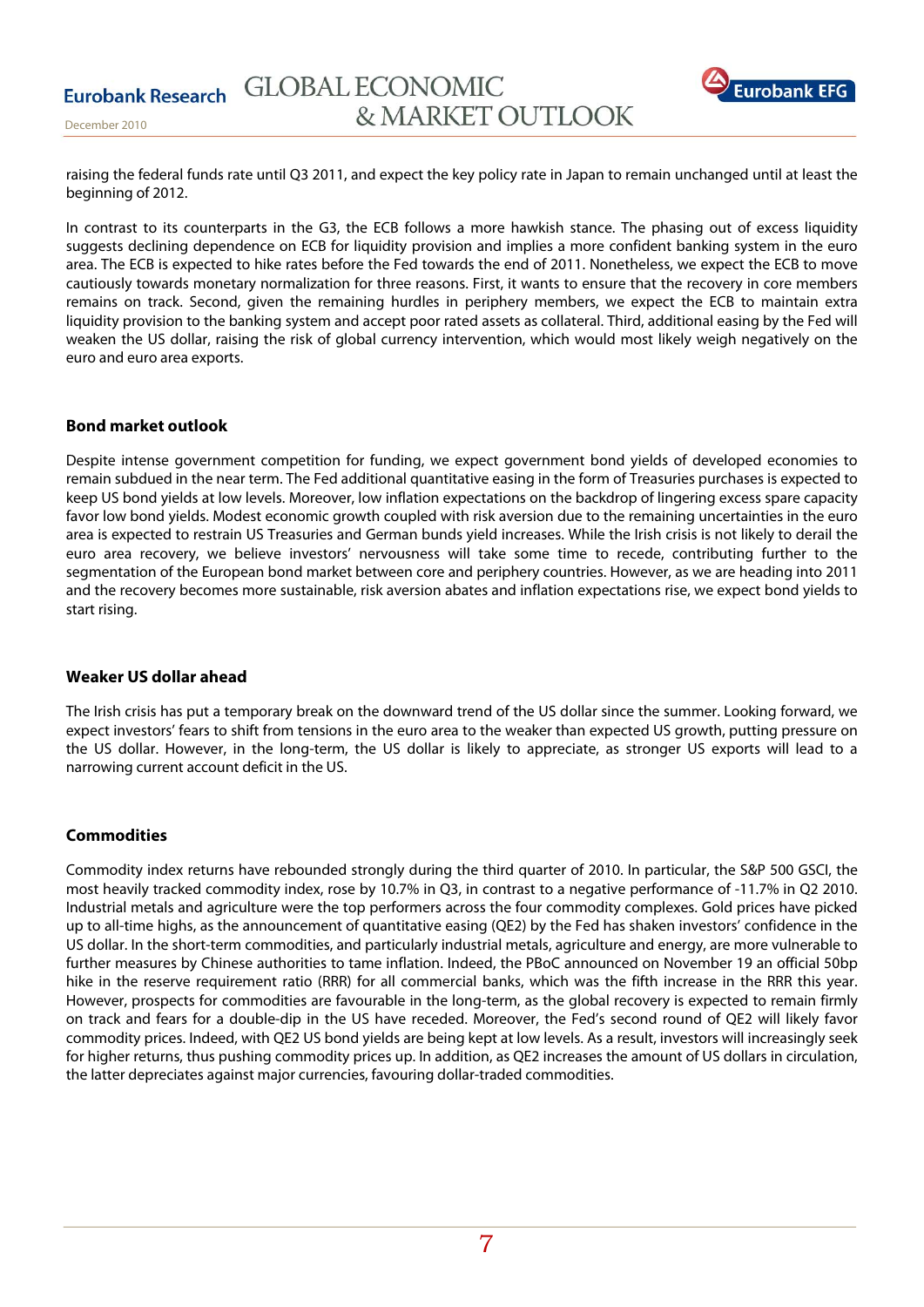raising the federal funds rate until Q3 2011, and expect the key policy rate in Japan to remain unchanged until at least the beginning of 2012.

In contrast to its counterparts in the G3, the ECB follows a more hawkish stance. The phasing out of excess liquidity suggests declining dependence on ECB for liquidity provision and implies a more confident banking system in the euro area. The ECB is expected to hike rates before the Fed towards the end of 2011. Nonetheless, we expect the ECB to move cautiously towards monetary normalization for three reasons. First, it wants to ensure that the recovery in core members remains on track. Second, given the remaining hurdles in periphery members, we expect the ECB to maintain extra liquidity provision to the banking system and accept poor rated assets as collateral. Third, additional easing by the Fed will weaken the US dollar, raising the risk of global currency intervention, which would most likely weigh negatively on the euro and euro area exports.

### Bond market outlook

Despite intense government competition for funding, we expect government bond yields of developed economies to remain subdued in the near term. The Fed additional quantitative easing in the form of Treasuries purchases is expected to keep US bond yields at low levels. Moreover, low inflation expectations on the backdrop of lingering excess spare capacity favor low bond yields. Modest economic growth coupled with risk aversion due to the remaining uncertainties in the euro area is expected to restrain US Treasuries and German bunds yield increases. While the Irish crisis is not likely to derail the euro area recovery, we believe investors' nervousness will take some time to recede, contributing further to the segmentation of the European bond market between core and periphery countries. However, as we are heading into 2011 and the recovery becomes more sustainable, risk aversion abates and inflation expectations rise, we expect bond yields to start rising.

### Weaker US dollar ahead

The Irish crisis has put a temporary break on the downward trend of the US dollar since the summer. Looking forward, we expect investors' fears to shift from tensions in the euro area to the weaker than expected US growth, putting pressure on the US dollar. However, in the long-term, the US dollar is likely to appreciate, as stronger US exports will lead to a narrowing current account deficit in the US.

### Commodities

Commodity index returns have rebounded strongly during the third quarter of 2010. In particular, the S&P 500 GSCI, the most heavily tracked commodity index, rose by 10.7% in Q3, in contrast to a negative performance of -11.7% in Q2 2010. Industrial metals and agriculture were the top performers across the four commodity complexes. Gold prices have picked up to all-time highs, as the announcement of quantitative easing (QE2) by the Fed has shaken investors' confidence in the US dollar. In the short-term commodities, and particularly industrial metals, agriculture and energy, are more vulnerable to further measures by Chinese authorities to tame inflation. Indeed, the PBoC announced on November 19 an official 50bp hike in the reserve requirement ratio (RRR) for all commercial banks, which was the fifth increase in the RRR this year. However, prospects for commodities are favourable in the long-term, as the global recovery is expected to remain firmly on track and fears for a double-dip in the US have receded. Moreover, the Fed's second round of QE2 will likely favor commodity prices. Indeed, with QE2 US bond yields are being kept at low levels. As a result, investors will increasingly seek for higher returns, thus pushing commodity prices up. In addition, as QE2 increases the amount of US dollars in circulation, the latter depreciates against major currencies, favouring dollar-traded commodities.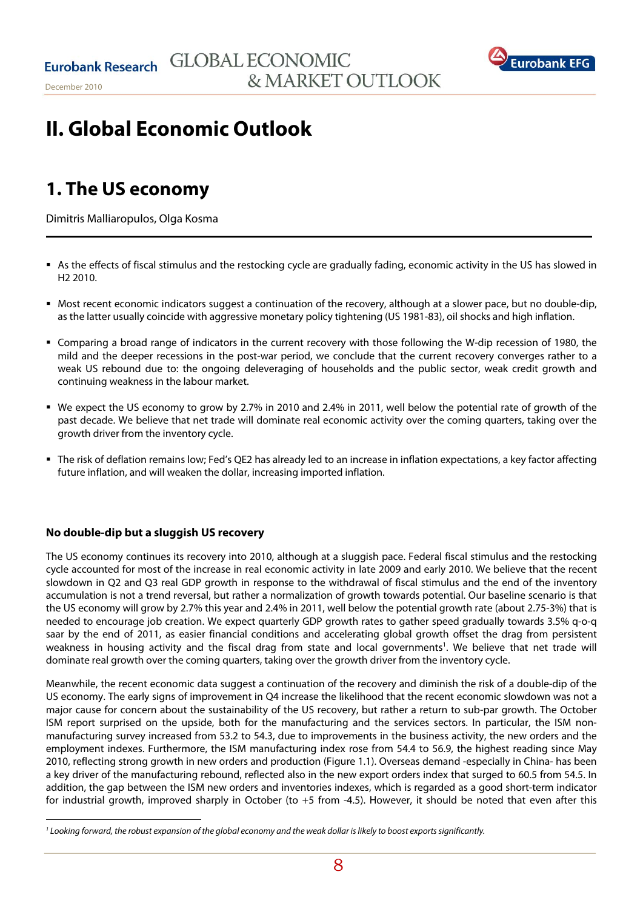# II. Global Economic Outlook

## 1. The US economy

Dimitris Malliaropulos, Olga Kosma

- As the effects of fiscal stimulus and the restocking cycle are gradually fading, economic activity in the US has slowed in H2 2010.
- Most recent economic indicators suggest a continuation of the recovery, although at a slower pace, but no double-dip, as the latter usually coincide with aggressive monetary policy tightening (US 1981-83), oil shocks and high inflation.
- Comparing a broad range of indicators in the current recovery with those following the W-dip recession of 1980, the mild and the deeper recessions in the post-war period, we conclude that the current recovery converges rather to a weak US rebound due to: the ongoing deleveraging of households and the public sector, weak credit growth and continuing weakness in the labour market.
- We expect the US economy to grow by 2.7% in 2010 and 2.4% in 2011, well below the potential rate of growth of the past decade. We believe that net trade will dominate real economic activity over the coming quarters, taking over the growth driver from the inventory cycle.
- The risk of deflation remains low; Fed's QE2 has already led to an increase in inflation expectations, a key factor affecting future inflation, and will weaken the dollar, increasing imported inflation.

**No double-dip but a sluggish US recovery**

The US economy continues its recovery into 2010, although at a sluggish pace. Federal fiscal stimulus and the restocking cycle accounted for most of the increase in real economic activity in late 2009 and early 2010. We believe that the recent slowdown in Q2 and Q3 real GDP growth in response to the withdrawal of fiscal stimulus and the end of the inventory accumulation is not a trend reversal, but rather a normalization of growth towards potential. Our baseline scenario is that the US economy will grow by 2.7% this year and 2.4% in 2011, well below the potential growth rate (about 2.75-3%) that is needed to encourage job creation. We expect quarterly GDP growth rates to gather speed gradually towards 3.5% q-o-q saar by the end of 2011, as easier financial conditions and accelerating global growth offset the drag from persistent weakness in housing activity and the fiscal drag from state and local governments[1]. We believe that net trade will dominate real growth over the coming quarters, taking over the growth driver from the inventory cycle.

Meanwhile, the recent economic data suggest a continuation of the recovery and diminish the risk of a double-dip of the US economy. The early signs of improvement in Q4 increase the likelihood that the recent economic slowdown was not a major cause for concern about the sustainability of the US recovery, but rather a return to sub-par growth. The October ISM report surprised on the upside, both for the manufacturing and the services sectors. In particular, the ISM non-manufacturing survey increased from 53.2 to 54.3, due to improvements in the business activity, the new orders and the employment indexes. Furthermore, the ISM manufacturing index rose from 54.4 to 56.9, the highest reading since May 2010, reflecting strong growth in new orders and production (Figure 1.1). Overseas demand -especially in China- has been a key driver of the manufacturing rebound, reflected also in the new export orders index that surged to 60.5 from 54.5. In addition, the gap between the ISM new orders and inventories indexes, which is regarded as a good short-term indicator for industrial growth, improved sharply in October (to +5 from -4.5). However, it should be noted that even after this

[1] *Looking forward, the robust expansion of the global economy and the weak dollar is likely to boost exports significantly.*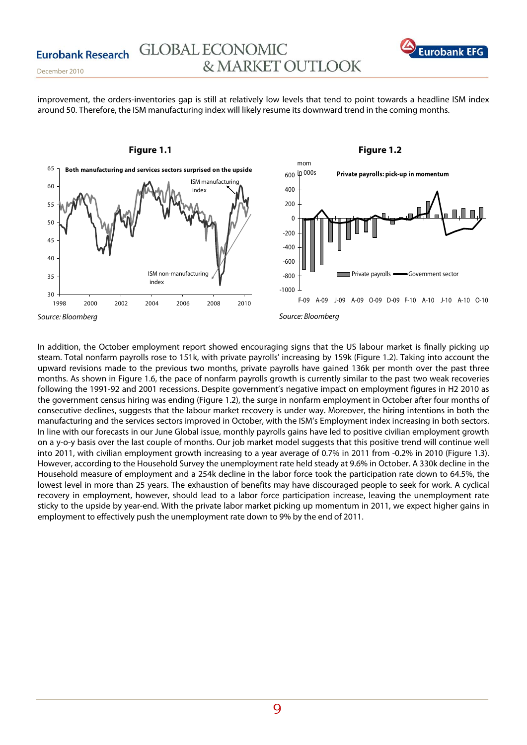improvement, the orders-inventories gap is still at relatively low levels that tend to point towards a headline ISM index around 50. Therefore, the ISM manufacturing index will likely resume its downward trend in the coming months.

**Figure 1.1**

Both manufacturing and services sectors surprised on the upside

*Source: Bloomberg*

**Figure 1.2**

Private payrolls: pick-up in momentum

*Source: Bloomberg*

In addition, the October employment report showed encouraging signs that the US labour market is finally picking up steam. Total nonfarm payrolls rose to 151k, with private payrolls' increasing by 159k (Figure 1.2). Taking into account the upward revisions made to the previous two months, private payrolls have gained 136k per month over the past three months. As shown in Figure 1.6, the pace of nonfarm payrolls growth is currently similar to the past two weak recoveries following the 1991-92 and 2001 recessions. Despite government's negative impact on employment figures in H2 2010 as the government census hiring was ending (Figure 1.2), the surge in nonfarm employment in October after four months of consecutive declines, suggests that the labour market recovery is under way. Moreover, the hiring intentions in both the manufacturing and the services sectors improved in October, with the ISM's Employment index increasing in both sectors. In line with our forecasts in our June Global issue, monthly payrolls gains have led to positive civilian employment growth on a y-o-y basis over the last couple of months. Our job market model suggests that this positive trend will continue well into 2011, with civilian employment growth increasing to a year average of 0.7% in 2011 from -0.2% in 2010 (Figure 1.3). However, according to the Household Survey the unemployment rate held steady at 9.6% in October. A 330k decline in the Household measure of employment and a 254k decline in the labor force took the participation rate down to 64.5%, the lowest level in more than 25 years. The exhaustion of benefits may have discouraged people to seek for work. A cyclical recovery in employment, however, should lead to a labor force participation increase, leaving the unemployment rate sticky to the upside by year-end. With the private labor market picking up momentum in 2011, we expect higher gains in employment to effectively push the unemployment rate down to 9% by the end of 2011.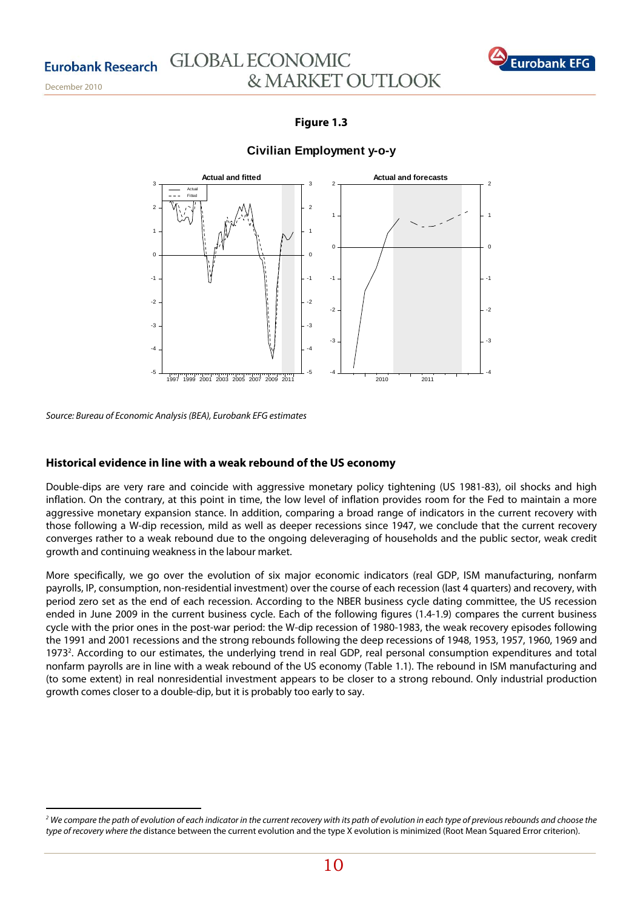**Figure 1.3**

**Civilian Employment y-o-y**

Source: Bureau of Economic Analysis (BEA), Eurobank EFG estimates

### Historical evidence in line with a weak rebound of the US economy

Double-dips are very rare and coincide with aggressive monetary policy tightening (US 1981-83), oil shocks and high inflation. On the contrary, at this point in time, the low level of inflation provides room for the Fed to maintain a more aggressive monetary expansion stance. In addition, comparing a broad range of indicators in the current recovery with those following a W-dip recession, mild as well as deeper recessions since 1947, we conclude that the current recovery converges rather to a weak rebound due to the ongoing deleveraging of households and the public sector, weak credit growth and continuing weakness in the labour market.

More specifically, we go over the evolution of six major economic indicators (real GDP, ISM manufacturing, nonfarm payrolls, IP, consumption, non-residential investment) over the course of each recession (last 4 quarters) and recovery, with period zero set as the end of each recession. According to the NBER business cycle dating committee, the US recession ended in June 2009 in the current business cycle. Each of the following figures (1.4-1.9) compares the current business cycle with the prior ones in the post-war period: the W-dip recession of 1980-1983, the weak recovery episodes following the 1991 and 2001 recessions and the strong rebounds following the deep recessions of 1948, 1953, 1957, 1960, 1969 and 1973[2]. According to our estimates, the underlying trend in real GDP, real personal consumption expenditures and total nonfarm payrolls are in line with a weak rebound of the US economy (Table 1.1). The rebound in ISM manufacturing and (to some extent) in real nonresidential investment appears to be closer to a strong rebound. Only industrial production growth comes closer to a double-dip, but it is probably too early to say.

---

[2] *We compare the path of evolution of each indicator in the current recovery with its path of evolution in each type of previous rebounds and choose the type of recovery where the* distance between the current evolution and the type X evolution is minimized (Root Mean Squared Error criterion).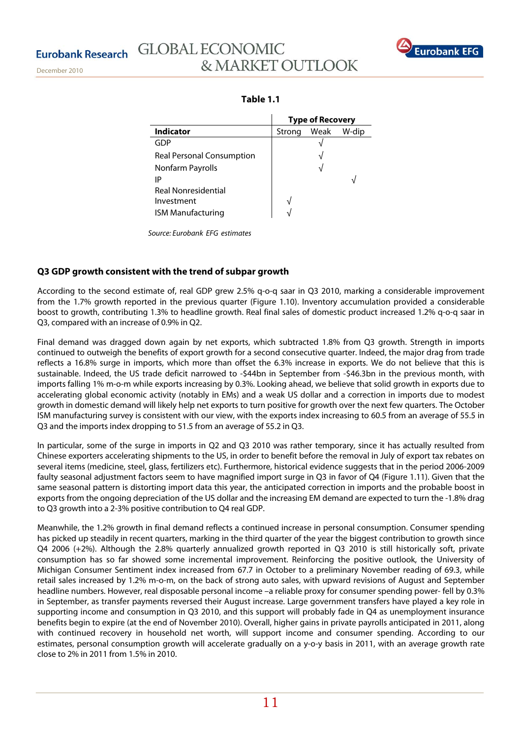**Table 1.1**

| | Type of Recovery | | |
|---|---|---|---|
| **Indicator** | Strong | Weak | W-dip |
| GDP | | √ | |
| Real Personal Consumption | | √ | |
| Nonfarm Payrolls | | √ | |
| IP | | | √ |
| Real Nonresidential Investment | √ | | |
| ISM Manufacturing | √ | | |

*Source: Eurobank EFG estimates*

### Q3 GDP growth consistent with the trend of subpar growth

According to the second estimate of, real GDP grew 2.5% q-o-q saar in Q3 2010, marking a considerable improvement from the 1.7% growth reported in the previous quarter (Figure 1.10). Inventory accumulation provided a considerable boost to growth, contributing 1.3% to headline growth. Real final sales of domestic product increased 1.2% q-o-q saar in Q3, compared with an increase of 0.9% in Q2.

Final demand was dragged down again by net exports, which subtracted 1.8% from Q3 growth. Strength in imports continued to outweigh the benefits of export growth for a second consecutive quarter. Indeed, the major drag from trade reflects a 16.8% surge in imports, which more than offset the 6.3% increase in exports. We do not believe that this is sustainable. Indeed, the US trade deficit narrowed to -$44bn in September from -$46.3bn in the previous month, with imports falling 1% m-o-m while exports increasing by 0.3%. Looking ahead, we believe that solid growth in exports due to accelerating global economic activity (notably in EMs) and a weak US dollar and a correction in imports due to modest growth in domestic demand will likely help net exports to turn positive for growth over the next few quarters. The October ISM manufacturing survey is consistent with our view, with the exports index increasing to 60.5 from an average of 55.5 in Q3 and the imports index dropping to 51.5 from an average of 55.2 in Q3.

In particular, some of the surge in imports in Q2 and Q3 2010 was rather temporary, since it has actually resulted from Chinese exporters accelerating shipments to the US, in order to benefit before the removal in July of export tax rebates on several items (medicine, steel, glass, fertilizers etc). Furthermore, historical evidence suggests that in the period 2006-2009 faulty seasonal adjustment factors seem to have magnified import surge in Q3 in favor of Q4 (Figure 1.11). Given that the same seasonal pattern is distorting import data this year, the anticipated correction in imports and the probable boost in exports from the ongoing depreciation of the US dollar and the increasing EM demand are expected to turn the -1.8% drag to Q3 growth into a 2-3% positive contribution to Q4 real GDP.

Meanwhile, the 1.2% growth in final demand reflects a continued increase in personal consumption. Consumer spending has picked up steadily in recent quarters, marking in the third quarter of the year the biggest contribution to growth since Q4 2006 (+2%). Although the 2.8% quarterly annualized growth reported in Q3 2010 is still historically soft, private consumption has so far showed some incremental improvement. Reinforcing the positive outlook, the University of Michigan Consumer Sentiment index increased from 67.7 in October to a preliminary November reading of 69.3, while retail sales increased by 1.2% m-o-m, on the back of strong auto sales, with upward revisions of August and September headline numbers. However, real disposable personal income –a reliable proxy for consumer spending power- fell by 0.3% in September, as transfer payments reversed their August increase. Large government transfers have played a key role in supporting income and consumption in Q3 2010, and this support will probably fade in Q4 as unemployment insurance benefits begin to expire (at the end of November 2010). Overall, higher gains in private payrolls anticipated in 2011, along with continued recovery in household net worth, will support income and consumer spending. According to our estimates, personal consumption growth will accelerate gradually on a y-o-y basis in 2011, with an average growth rate close to 2% in 2011 from 1.5% in 2010.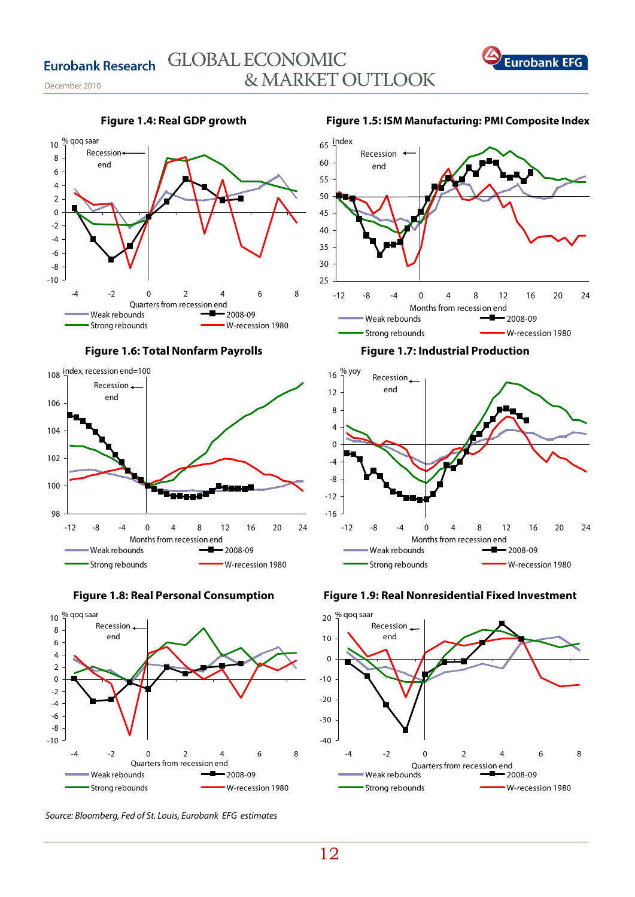**Figure 1.4: Real GDP growth**

% qoq saar

Recession end

Quarters from recession end

Weak rebounds — 2008-09 — Strong rebounds — W-recession 1980

**Figure 1.5: ISM Manufacturing: PMI Composite Index**

index

Recession end

Months from recession end

Weak rebounds — 2008-09 — Strong rebounds — W-recession 1980

**Figure 1.6: Total Nonfarm Payrolls**

index, recession end=100

Recession end

Months from recession end

Weak rebounds — 2008-09 — Strong rebounds — W-recession 1980

**Figure 1.7: Industrial Production**

% yoy

Recession end

Months from recession end

Weak rebounds — 2008-09 — Strong rebounds — W-recession 1980

**Figure 1.8: Real Personal Consumption**

% qoq saar

Recession end

Quarters from recession end

Weak rebounds — 2008-09 — Strong rebounds — W-recession 1980

**Figure 1.9: Real Nonresidential Fixed Investment**

% qoq saar

Recession end

Quarters from recession end

Weak rebounds — 2008-09 — Strong rebounds — W-recession 1980

*Source: Bloomberg, Fed of St. Louis, Eurobank EFG estimates*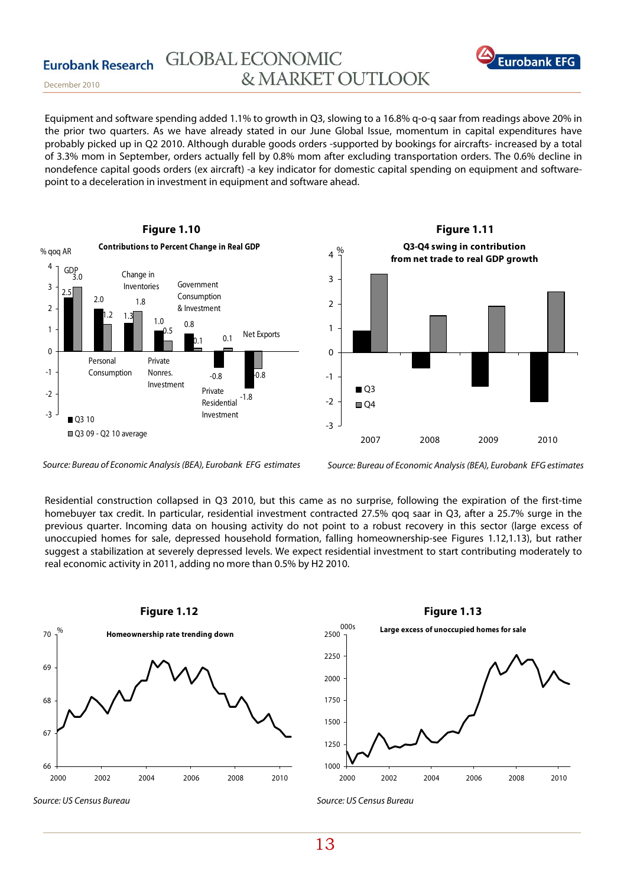Equipment and software spending added 1.1% to growth in Q3, slowing to a 16.8% q-o-q saar from readings above 20% in the prior two quarters. As we have already stated in our June Global Issue, momentum in capital expenditures have probably picked up in Q2 2010. Although durable goods orders -supported by bookings for aircrafts- increased by a total of 3.3% mom in September, orders actually fell by 0.8% mom after excluding transportation orders. The 0.6% decline in nondefence capital goods orders (ex aircraft) -a key indicator for domestic capital spending on equipment and software-point to a deceleration in investment in equipment and software ahead.

**Figure 1.10**

**Contributions to Percent Change in Real GDP**

| % qoq AR | Q3 10 | Q3 09 - Q2 10 average |
|---|---|---|
| GDP | 2.5 | 3.0 |
| Personal Consumption | 2.0 | 1.2 |
| Change in Inventories | 1.3 | 1.8 |
| Private Nonres. Investment | 1.0 | 0.5 |
| Government Consumption & Investment | 0.8 | 0.1 |
| Private Residential Investment | -0.8 | 0.1 |
| Net Exports | -1.8 | -0.8 |

*Source: Bureau of Economic Analysis (BEA), Eurobank EFG estimates*

**Figure 1.11**

**Q3-Q4 swing in contribution from net trade to real GDP growth**

*Source: Bureau of Economic Analysis (BEA), Eurobank EFG estimates*

Residential construction collapsed in Q3 2010, but this came as no surprise, following the expiration of the first-time homebuyer tax credit. In particular, residential investment contracted 27.5% qoq saar in Q3, after a 25.7% surge in the previous quarter. Incoming data on housing activity do not point to a robust recovery in this sector (large excess of unoccupied homes for sale, depressed household formation, falling homeownership-see Figures 1.12,1.13), but rather suggest a stabilization at severely depressed levels. We expect residential investment to start contributing moderately to real economic activity in 2011, adding no more than 0.5% by H2 2010.

**Figure 1.12**

**Homeownership rate trending down**

*Source: US Census Bureau*

**Figure 1.13**

**Large excess of unoccupied homes for sale**

*Source: US Census Bureau*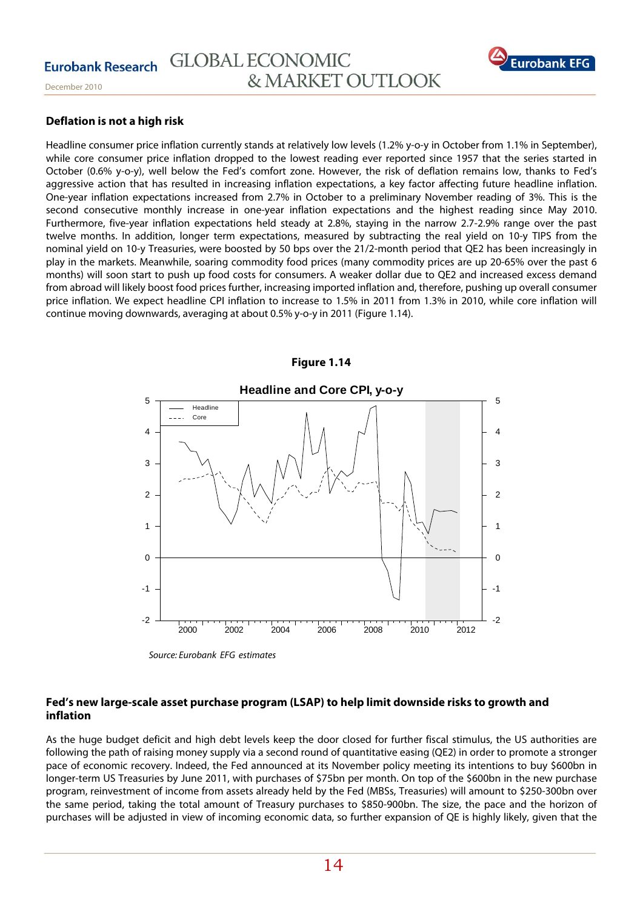## Deflation is not a high risk

Headline consumer price inflation currently stands at relatively low levels (1.2% y-o-y in October from 1.1% in September), while core consumer price inflation dropped to the lowest reading ever reported since 1957 that the series started in October (0.6% y-o-y), well below the Fed's comfort zone. However, the risk of deflation remains low, thanks to Fed's aggressive action that has resulted in increasing inflation expectations, a key factor affecting future headline inflation. One-year inflation expectations increased from 2.7% in October to a preliminary November reading of 3%. This is the second consecutive monthly increase in one-year inflation expectations and the highest reading since May 2010. Furthermore, five-year inflation expectations held steady at 2.8%, staying in the narrow 2.7-2.9% range over the past twelve months. In addition, longer term expectations, measured by subtracting the real yield on 10-y TIPS from the nominal yield on 10-y Treasuries, were boosted by 50 bps over the 21/2-month period that QE2 has been increasingly in play in the markets. Meanwhile, soaring commodity food prices (many commodity prices are up 20-65% over the past 6 months) will soon start to push up food costs for consumers. A weaker dollar due to QE2 and increased excess demand from abroad will likely boost food prices further, increasing imported inflation and, therefore, pushing up overall consumer price inflation. We expect headline CPI inflation to increase to 1.5% in 2011 from 1.3% in 2010, while core inflation will continue moving downwards, averaging at about 0.5% y-o-y in 2011 (Figure 1.14).

**Figure 1.14**

**Headline and Core CPI, y-o-y**

*Source: Eurobank EFG estimates*

## Fed's new large-scale asset purchase program (LSAP) to help limit downside risks to growth and inflation

As the huge budget deficit and high debt levels keep the door closed for further fiscal stimulus, the US authorities are following the path of raising money supply via a second round of quantitative easing (QE2) in order to promote a stronger pace of economic recovery. Indeed, the Fed announced at its November policy meeting its intentions to buy $600bn in longer-term US Treasuries by June 2011, with purchases of $75bn per month. On top of the $600bn in the new purchase program, reinvestment of income from assets already held by the Fed (MBSs, Treasuries) will amount to $250-300bn over the same period, taking the total amount of Treasury purchases to $850-900bn. The size, the pace and the horizon of purchases will be adjusted in view of incoming economic data, so further expansion of QE is highly likely, given that the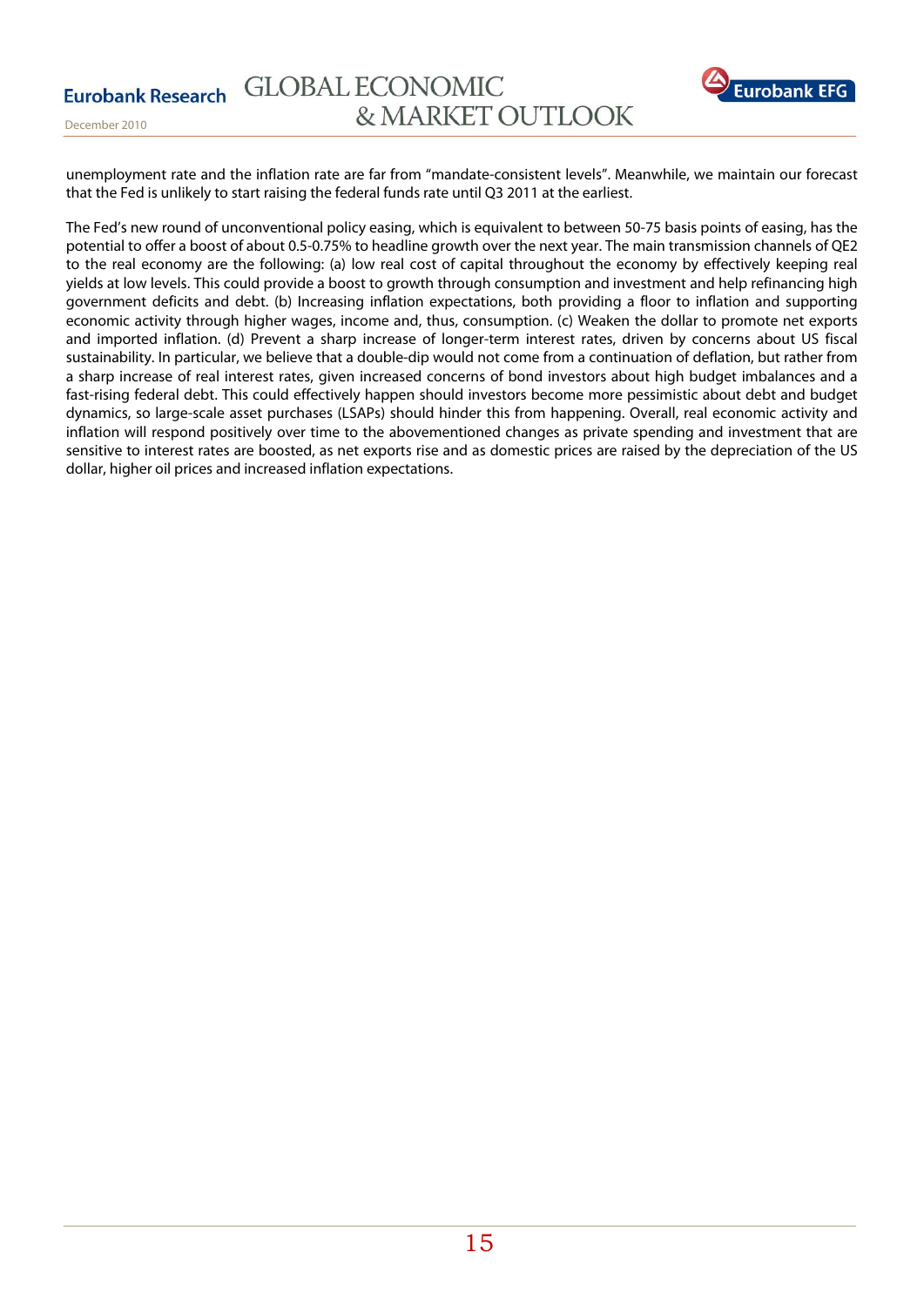unemployment rate and the inflation rate are far from "mandate-consistent levels". Meanwhile, we maintain our forecast that the Fed is unlikely to start raising the federal funds rate until Q3 2011 at the earliest.

The Fed's new round of unconventional policy easing, which is equivalent to between 50-75 basis points of easing, has the potential to offer a boost of about 0.5-0.75% to headline growth over the next year. The main transmission channels of QE2 to the real economy are the following: (a) low real cost of capital throughout the economy by effectively keeping real yields at low levels. This could provide a boost to growth through consumption and investment and help refinancing high government deficits and debt. (b) Increasing inflation expectations, both providing a floor to inflation and supporting economic activity through higher wages, income and, thus, consumption. (c) Weaken the dollar to promote net exports and imported inflation. (d) Prevent a sharp increase of longer-term interest rates, driven by concerns about US fiscal sustainability. In particular, we believe that a double-dip would not come from a continuation of deflation, but rather from a sharp increase of real interest rates, given increased concerns of bond investors about high budget imbalances and a fast-rising federal debt. This could effectively happen should investors become more pessimistic about debt and budget dynamics, so large-scale asset purchases (LSAPs) should hinder this from happening. Overall, real economic activity and inflation will respond positively over time to the abovementioned changes as private spending and investment that are sensitive to interest rates are boosted, as net exports rise and as domestic prices are raised by the depreciation of the US dollar, higher oil prices and increased inflation expectations.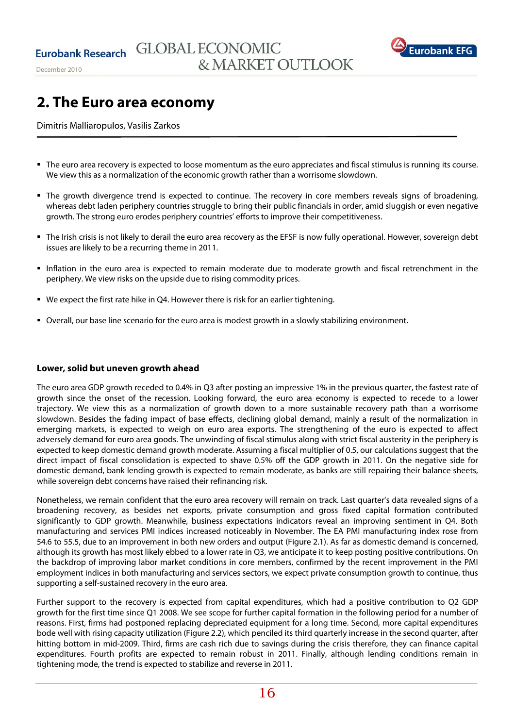# 2. The Euro area economy

Dimitris Malliaropulos, Vasilis Zarkos

- The euro area recovery is expected to loose momentum as the euro appreciates and fiscal stimulus is running its course. We view this as a normalization of the economic growth rather than a worrisome slowdown.
- The growth divergence trend is expected to continue. The recovery in core members reveals signs of broadening, whereas debt laden periphery countries struggle to bring their public financials in order, amid sluggish or even negative growth. The strong euro erodes periphery countries' efforts to improve their competitiveness.
- The Irish crisis is not likely to derail the euro area recovery as the EFSF is now fully operational. However, sovereign debt issues are likely to be a recurring theme in 2011.
- Inflation in the euro area is expected to remain moderate due to moderate growth and fiscal retrenchment in the periphery. We view risks on the upside due to rising commodity prices.
- We expect the first rate hike in Q4. However there is risk for an earlier tightening.
- Overall, our base line scenario for the euro area is modest growth in a slowly stabilizing environment.

### Lower, solid but uneven growth ahead

The euro area GDP growth receded to 0.4% in Q3 after posting an impressive 1% in the previous quarter, the fastest rate of growth since the onset of the recession. Looking forward, the euro area economy is expected to recede to a lower trajectory. We view this as a normalization of growth down to a more sustainable recovery path than a worrisome slowdown. Besides the fading impact of base effects, declining global demand, mainly a result of the normalization in emerging markets, is expected to weigh on euro area exports. The strengthening of the euro is expected to affect adversely demand for euro area goods. The unwinding of fiscal stimulus along with strict fiscal austerity in the periphery is expected to keep domestic demand growth moderate. Assuming a fiscal multiplier of 0.5, our calculations suggest that the direct impact of fiscal consolidation is expected to shave 0.5% off the GDP growth in 2011. On the negative side for domestic demand, bank lending growth is expected to remain moderate, as banks are still repairing their balance sheets, while sovereign debt concerns have raised their refinancing risk.

Nonetheless, we remain confident that the euro area recovery will remain on track. Last quarter's data revealed signs of a broadening recovery, as besides net exports, private consumption and gross fixed capital formation contributed significantly to GDP growth. Meanwhile, business expectations indicators reveal an improving sentiment in Q4. Both manufacturing and services PMI indices increased noticeably in November. The EA PMI manufacturing index rose from 54.6 to 55.5, due to an improvement in both new orders and output (Figure 2.1). As far as domestic demand is concerned, although its growth has most likely ebbed to a lower rate in Q3, we anticipate it to keep posting positive contributions. On the backdrop of improving labor market conditions in core members, confirmed by the recent improvement in the PMI employment indices in both manufacturing and services sectors, we expect private consumption growth to continue, thus supporting a self-sustained recovery in the euro area.

Further support to the recovery is expected from capital expenditures, which had a positive contribution to Q2 GDP growth for the first time since Q1 2008. We see scope for further capital formation in the following period for a number of reasons. First, firms had postponed replacing depreciated equipment for a long time. Second, more capital expenditures bode well with rising capacity utilization (Figure 2.2), which penciled its third quarterly increase in the second quarter, after hitting bottom in mid-2009. Third, firms are cash rich due to savings during the crisis therefore, they can finance capital expenditures. Fourth profits are expected to remain robust in 2011. Finally, although lending conditions remain in tightening mode, the trend is expected to stabilize and reverse in 2011.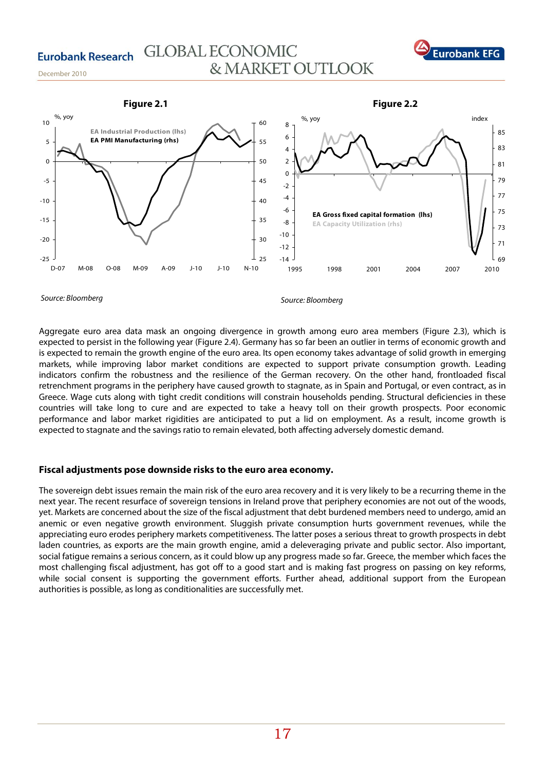**Figure 2.1**

Source: Bloomberg

**Figure 2.2**

Source: Bloomberg

Aggregate euro area data mask an ongoing divergence in growth among euro area members (Figure 2.3), which is expected to persist in the following year (Figure 2.4). Germany has so far been an outlier in terms of economic growth and is expected to remain the growth engine of the euro area. Its open economy takes advantage of solid growth in emerging markets, while improving labor market conditions are expected to support private consumption growth. Leading indicators confirm the robustness and the resilience of the German recovery. On the other hand, frontloaded fiscal retrenchment programs in the periphery have caused growth to stagnate, as in Spain and Portugal, or even contract, as in Greece. Wage cuts along with tight credit conditions will constrain households pending. Structural deficiencies in these countries will take long to cure and are expected to take a heavy toll on their growth prospects. Poor economic performance and labor market rigidities are anticipated to put a lid on employment. As a result, income growth is expected to stagnate and the savings ratio to remain elevated, both affecting adversely domestic demand.

### Fiscal adjustments pose downside risks to the euro area economy.

The sovereign debt issues remain the main risk of the euro area recovery and it is very likely to be a recurring theme in the next year. The recent resurface of sovereign tensions in Ireland prove that periphery economies are not out of the woods, yet. Markets are concerned about the size of the fiscal adjustment that debt burdened members need to undergo, amid an anemic or even negative growth environment. Sluggish private consumption hurts government revenues, while the appreciating euro erodes periphery markets competitiveness. The latter poses a serious threat to growth prospects in debt laden countries, as exports are the main growth engine, amid a deleveraging private and public sector. Also important, social fatigue remains a serious concern, as it could blow up any progress made so far. Greece, the member which faces the most challenging fiscal adjustment, has got off to a good start and is making fast progress on passing on key reforms, while social consent is supporting the government efforts. Further ahead, additional support from the European authorities is possible, as long as conditionalities are successfully met.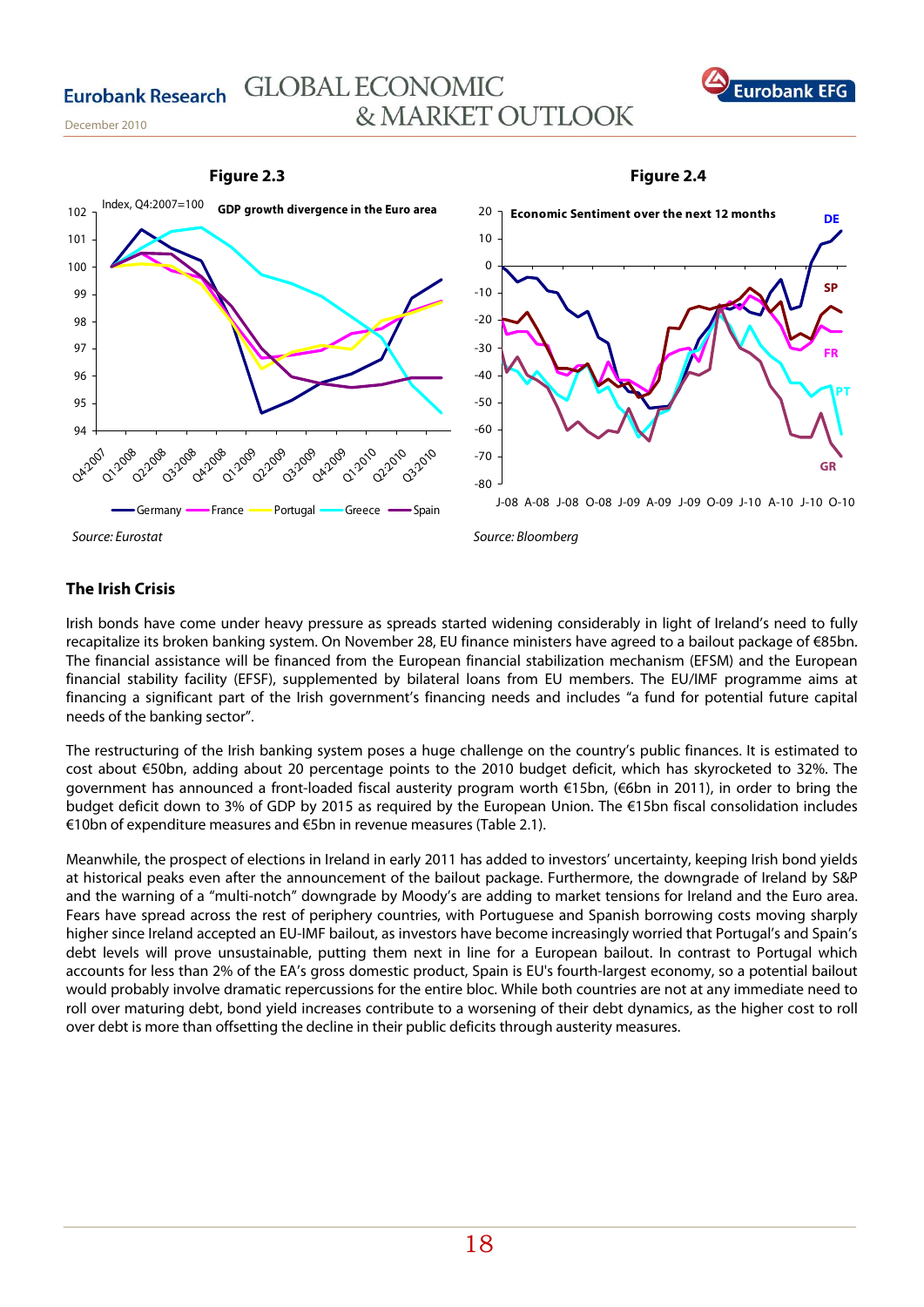**Figure 2.3**

Index, Q4:2007=100 — GDP growth divergence in the Euro area

Germany, France, Portugal, Greece, Spain

*Source: Eurostat*

**Figure 2.4**

Economic Sentiment over the next 12 months

DE, SP, FR, PT, GR

*Source: Bloomberg*

### The Irish Crisis

Irish bonds have come under heavy pressure as spreads started widening considerably in light of Ireland's need to fully recapitalize its broken banking system. On November 28, EU finance ministers have agreed to a bailout package of €85bn. The financial assistance will be financed from the European financial stabilization mechanism (EFSM) and the European financial stability facility (EFSF), supplemented by bilateral loans from EU members. The EU/IMF programme aims at financing a significant part of the Irish government's financing needs and includes "a fund for potential future capital needs of the banking sector".

The restructuring of the Irish banking system poses a huge challenge on the country's public finances. It is estimated to cost about €50bn, adding about 20 percentage points to the 2010 budget deficit, which has skyrocketed to 32%. The government has announced a front-loaded fiscal austerity program worth €15bn, (€6bn in 2011), in order to bring the budget deficit down to 3% of GDP by 2015 as required by the European Union. The €15bn fiscal consolidation includes €10bn of expenditure measures and €5bn in revenue measures (Table 2.1).

Meanwhile, the prospect of elections in Ireland in early 2011 has added to investors' uncertainty, keeping Irish bond yields at historical peaks even after the announcement of the bailout package. Furthermore, the downgrade of Ireland by S&P and the warning of a "multi-notch" downgrade by Moody's are adding to market tensions for Ireland and the Euro area. Fears have spread across the rest of periphery countries, with Portuguese and Spanish borrowing costs moving sharply higher since Ireland accepted an EU-IMF bailout, as investors have become increasingly worried that Portugal's and Spain's debt levels will prove unsustainable, putting them next in line for a European bailout. In contrast to Portugal which accounts for less than 2% of the EA's gross domestic product, Spain is EU's fourth-largest economy, so a potential bailout would probably involve dramatic repercussions for the entire bloc. While both countries are not at any immediate need to roll over maturing debt, bond yield increases contribute to a worsening of their debt dynamics, as the higher cost to roll over debt is more than offsetting the decline in their public deficits through austerity measures.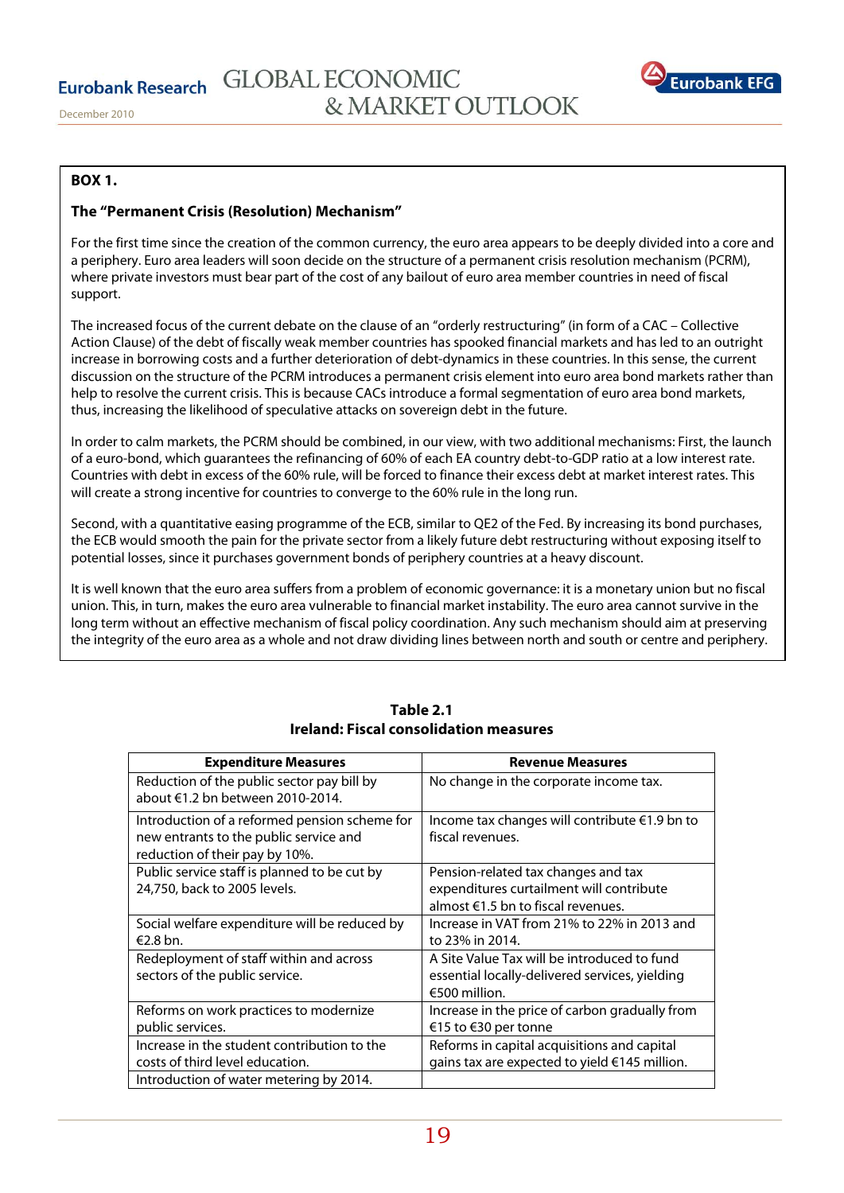**BOX 1.**

**The "Permanent Crisis (Resolution) Mechanism"**

For the first time since the creation of the common currency, the euro area appears to be deeply divided into a core and a periphery. Euro area leaders will soon decide on the structure of a permanent crisis resolution mechanism (PCRM), where private investors must bear part of the cost of any bailout of euro area member countries in need of fiscal support.

The increased focus of the current debate on the clause of an "orderly restructuring" (in form of a CAC – Collective Action Clause) of the debt of fiscally weak member countries has spooked financial markets and has led to an outright increase in borrowing costs and a further deterioration of debt-dynamics in these countries. In this sense, the current discussion on the structure of the PCRM introduces a permanent crisis element into euro area bond markets rather than help to resolve the current crisis. This is because CACs introduce a formal segmentation of euro area bond markets, thus, increasing the likelihood of speculative attacks on sovereign debt in the future.

In order to calm markets, the PCRM should be combined, in our view, with two additional mechanisms: First, the launch of a euro-bond, which guarantees the refinancing of 60% of each EA country debt-to-GDP ratio at a low interest rate. Countries with debt in excess of the 60% rule, will be forced to finance their excess debt at market interest rates. This will create a strong incentive for countries to converge to the 60% rule in the long run.

Second, with a quantitative easing programme of the ECB, similar to QE2 of the Fed. By increasing its bond purchases, the ECB would smooth the pain for the private sector from a likely future debt restructuring without exposing itself to potential losses, since it purchases government bonds of periphery countries at a heavy discount.

It is well known that the euro area suffers from a problem of economic governance: it is a monetary union but no fiscal union. This, in turn, makes the euro area vulnerable to financial market instability. The euro area cannot survive in the long term without an effective mechanism of fiscal policy coordination. Any such mechanism should aim at preserving the integrity of the euro area as a whole and not draw dividing lines between north and south or centre and periphery.

**Table 2.1**
**Ireland: Fiscal consolidation measures**

| Expenditure Measures | Revenue Measures |
|---|---|
| Reduction of the public sector pay bill by about €1.2 bn between 2010-2014. | No change in the corporate income tax. |
| Introduction of a reformed pension scheme for new entrants to the public service and reduction of their pay by 10%. | Income tax changes will contribute €1.9 bn to fiscal revenues. |
| Public service staff is planned to be cut by 24,750, back to 2005 levels. | Pension-related tax changes and tax expenditures curtailment will contribute almost €1.5 bn to fiscal revenues. |
| Social welfare expenditure will be reduced by €2.8 bn. | Increase in VAT from 21% to 22% in 2013 and to 23% in 2014. |
| Redeployment of staff within and across sectors of the public service. | A Site Value Tax will be introduced to fund essential locally-delivered services, yielding €500 million. |
| Reforms on work practices to modernize public services. | Increase in the price of carbon gradually from €15 to €30 per tonne |
| Increase in the student contribution to the costs of third level education. | Reforms in capital acquisitions and capital gains tax are expected to yield €145 million. |
| Introduction of water metering by 2014. | |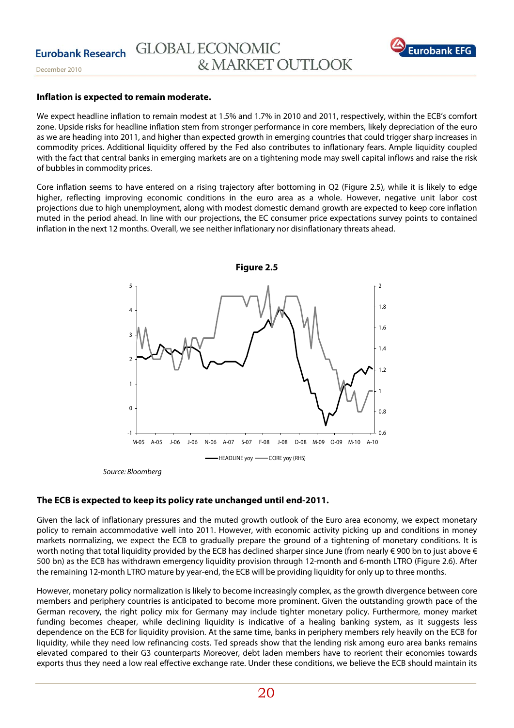**Inflation is expected to remain moderate.**

We expect headline inflation to remain modest at 1.5% and 1.7% in 2010 and 2011, respectively, within the ECB's comfort zone. Upside risks for headline inflation stem from stronger performance in core members, likely depreciation of the euro as we are heading into 2011, and higher than expected growth in emerging countries that could trigger sharp increases in commodity prices. Additional liquidity offered by the Fed also contributes to inflationary fears. Ample liquidity coupled with the fact that central banks in emerging markets are on a tightening mode may swell capital inflows and raise the risk of bubbles in commodity prices.

Core inflation seems to have entered on a rising trajectory after bottoming in Q2 (Figure 2.5), while it is likely to edge higher, reflecting improving economic conditions in the euro area as a whole. However, negative unit labor cost projections due to high unemployment, along with modest domestic demand growth are expected to keep core inflation muted in the period ahead. In line with our projections, the EC consumer price expectations survey points to contained inflation in the next 12 months. Overall, we see neither inflationary nor disinflationary threats ahead.

**Figure 2.5**

*Source: Bloomberg*

**The ECB is expected to keep its policy rate unchanged until end-2011.**

Given the lack of inflationary pressures and the muted growth outlook of the Euro area economy, we expect monetary policy to remain accommodative well into 2011. However, with economic activity picking up and conditions in money markets normalizing, we expect the ECB to gradually prepare the ground of a tightening of monetary conditions. It is worth noting that total liquidity provided by the ECB has declined sharper since June (from nearly € 900 bn to just above € 500 bn) as the ECB has withdrawn emergency liquidity provision through 12-month and 6-month LTRO (Figure 2.6). After the remaining 12-month LTRO mature by year-end, the ECB will be providing liquidity for only up to three months.

However, monetary policy normalization is likely to become increasingly complex, as the growth divergence between core members and periphery countries is anticipated to become more prominent. Given the outstanding growth pace of the German recovery, the right policy mix for Germany may include tighter monetary policy. Furthermore, money market funding becomes cheaper, while declining liquidity is indicative of a healing banking system, as it suggests less dependence on the ECB for liquidity provision. At the same time, banks in periphery members rely heavily on the ECB for liquidity, while they need low refinancing costs. Ted spreads show that the lending risk among euro area banks remains elevated compared to their G3 counterparts Moreover, debt laden members have to reorient their economies towards exports thus they need a low real effective exchange rate. Under these conditions, we believe the ECB should maintain its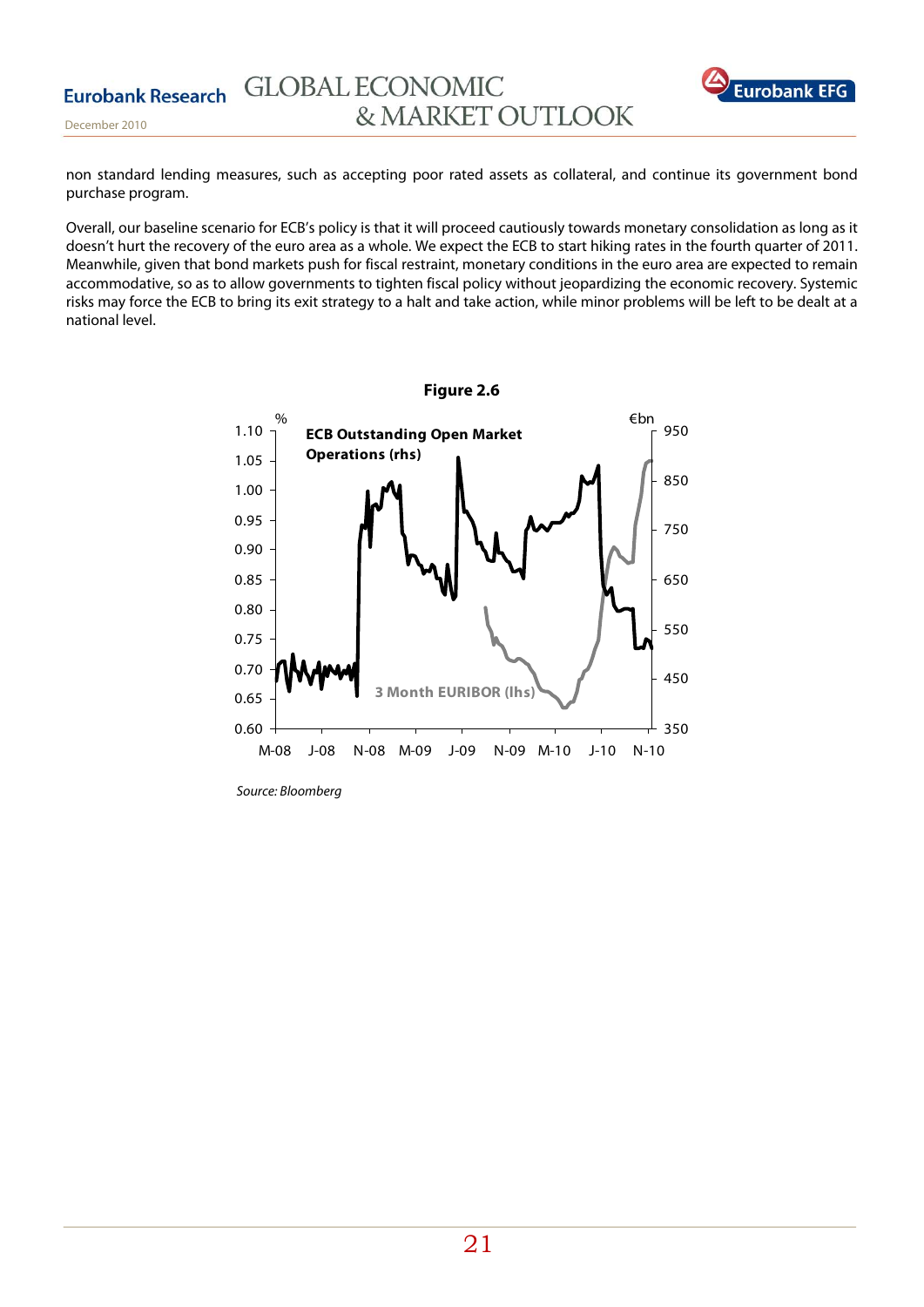non standard lending measures, such as accepting poor rated assets as collateral, and continue its government bond purchase program.

Overall, our baseline scenario for ECB's policy is that it will proceed cautiously towards monetary consolidation as long as it doesn't hurt the recovery of the euro area as a whole. We expect the ECB to start hiking rates in the fourth quarter of 2011. Meanwhile, given that bond markets push for fiscal restraint, monetary conditions in the euro area are expected to remain accommodative, so as to allow governments to tighten fiscal policy without jeopardizing the economic recovery. Systemic risks may force the ECB to bring its exit strategy to a halt and take action, while minor problems will be left to be dealt at a national level.

**Figure 2.6**

Source: Bloomberg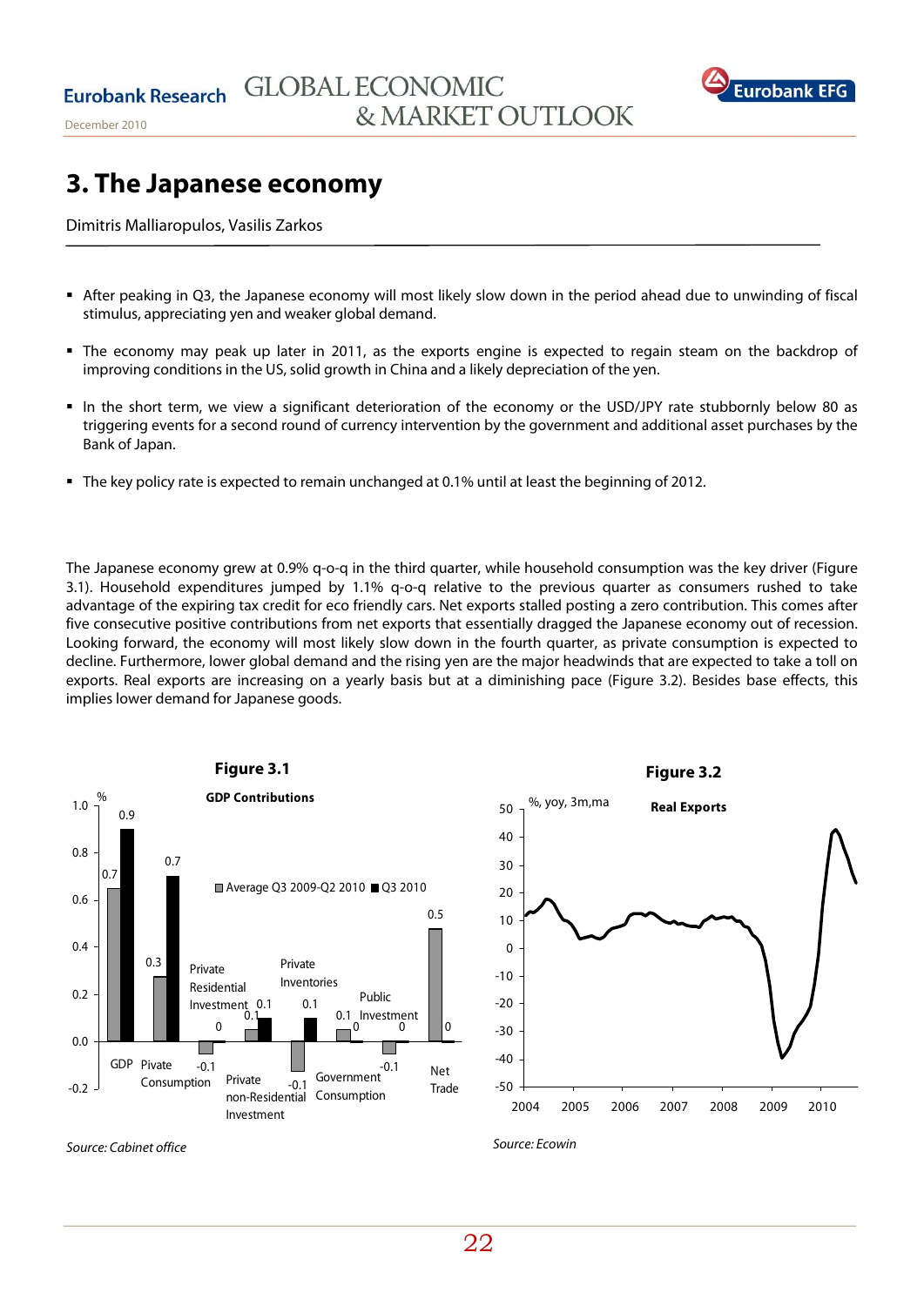# 3. The Japanese economy

Dimitris Malliaropulos, Vasilis Zarkos

- After peaking in Q3, the Japanese economy will most likely slow down in the period ahead due to unwinding of fiscal stimulus, appreciating yen and weaker global demand.
- The economy may peak up later in 2011, as the exports engine is expected to regain steam on the backdrop of improving conditions in the US, solid growth in China and a likely depreciation of the yen.
- In the short term, we view a significant deterioration of the economy or the USD/JPY rate stubbornly below 80 as triggering events for a second round of currency intervention by the government and additional asset purchases by the Bank of Japan.
- The key policy rate is expected to remain unchanged at 0.1% until at least the beginning of 2012.

The Japanese economy grew at 0.9% q-o-q in the third quarter, while household consumption was the key driver (Figure 3.1). Household expenditures jumped by 1.1% q-o-q relative to the previous quarter as consumers rushed to take advantage of the expiring tax credit for eco friendly cars. Net exports stalled posting a zero contribution. This comes after five consecutive positive contributions from net exports that essentially dragged the Japanese economy out of recession. Looking forward, the economy will most likely slow down in the fourth quarter, as private consumption is expected to decline. Furthermore, lower global demand and the rising yen are the major headwinds that are expected to take a toll on exports. Real exports are increasing on a yearly basis but at a diminishing pace (Figure 3.2). Besides base effects, this implies lower demand for Japanese goods.

**Figure 3.1**

**GDP Contributions**

| % | Average Q3 2009-Q2 2010 | Q3 2010 |
|---|---|---|
| GDP | 0.7 | 0.9 |
| Private Consumption | 0.3 | 0.7 |
| Private Residential Investment | -0.1 | 0 |
| Private non-Residential Investment | 0.1 | 0.1 |
| Private Inventories | -0.1 | 0.1 |
| Government Consumption | 0.1 | 0 |
| Public Investment | -0.1 | 0 |
| Net Trade | 0.5 | 0 |

*Source: Cabinet office*

**Figure 3.2**

**Real Exports** (%, yoy, 3m,ma)

*Source: Ecowin*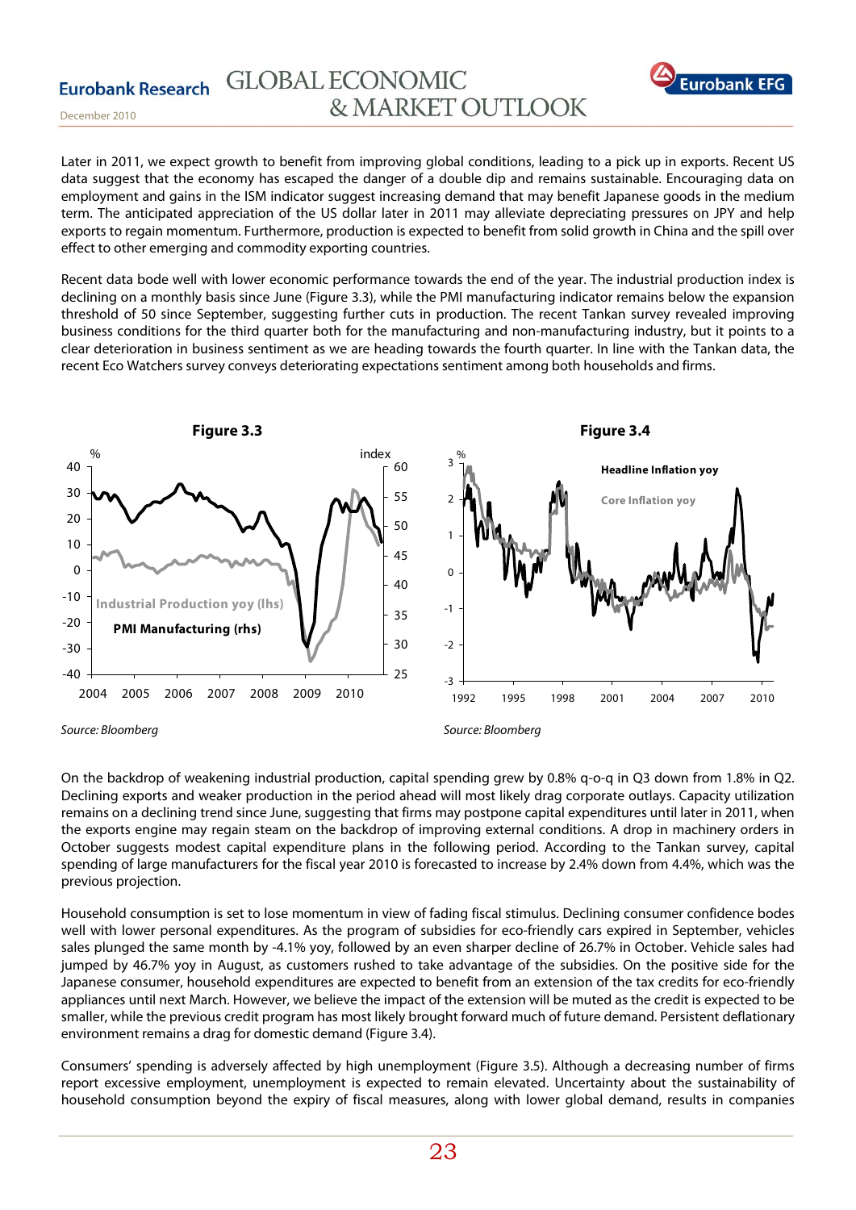Later in 2011, we expect growth to benefit from improving global conditions, leading to a pick up in exports. Recent US data suggest that the economy has escaped the danger of a double dip and remains sustainable. Encouraging data on employment and gains in the ISM indicator suggest increasing demand that may benefit Japanese goods in the medium term. The anticipated appreciation of the US dollar later in 2011 may alleviate depreciating pressures on JPY and help exports to regain momentum. Furthermore, production is expected to benefit from solid growth in China and the spill over effect to other emerging and commodity exporting countries.

Recent data bode well with lower economic performance towards the end of the year. The industrial production index is declining on a monthly basis since June (Figure 3.3), while the PMI manufacturing indicator remains below the expansion threshold of 50 since September, suggesting further cuts in production. The recent Tankan survey revealed improving business conditions for the third quarter both for the manufacturing and non-manufacturing industry, but it points to a clear deterioration in business sentiment as we are heading towards the fourth quarter. In line with the Tankan data, the recent Eco Watchers survey conveys deteriorating expectations sentiment among both households and firms.

**Figure 3.3**

*Source: Bloomberg*

**Figure 3.4**

*Source: Bloomberg*

On the backdrop of weakening industrial production, capital spending grew by 0.8% q-o-q in Q3 down from 1.8% in Q2. Declining exports and weaker production in the period ahead will most likely drag corporate outlays. Capacity utilization remains on a declining trend since June, suggesting that firms may postpone capital expenditures until later in 2011, when the exports engine may regain steam on the backdrop of improving external conditions. A drop in machinery orders in October suggests modest capital expenditure plans in the following period. According to the Tankan survey, capital spending of large manufacturers for the fiscal year 2010 is forecasted to increase by 2.4% down from 4.4%, which was the previous projection.

Household consumption is set to lose momentum in view of fading fiscal stimulus. Declining consumer confidence bodes well with lower personal expenditures. As the program of subsidies for eco-friendly cars expired in September, vehicles sales plunged the same month by -4.1% yoy, followed by an even sharper decline of 26.7% in October. Vehicle sales had jumped by 46.7% yoy in August, as customers rushed to take advantage of the subsidies. On the positive side for the Japanese consumer, household expenditures are expected to benefit from an extension of the tax credits for eco-friendly appliances until next March. However, we believe the impact of the extension will be muted as the credit is expected to be smaller, while the previous credit program has most likely brought forward much of future demand. Persistent deflationary environment remains a drag for domestic demand (Figure 3.4).

Consumers' spending is adversely affected by high unemployment (Figure 3.5). Although a decreasing number of firms report excessive employment, unemployment is expected to remain elevated. Uncertainty about the sustainability of household consumption beyond the expiry of fiscal measures, along with lower global demand, results in companies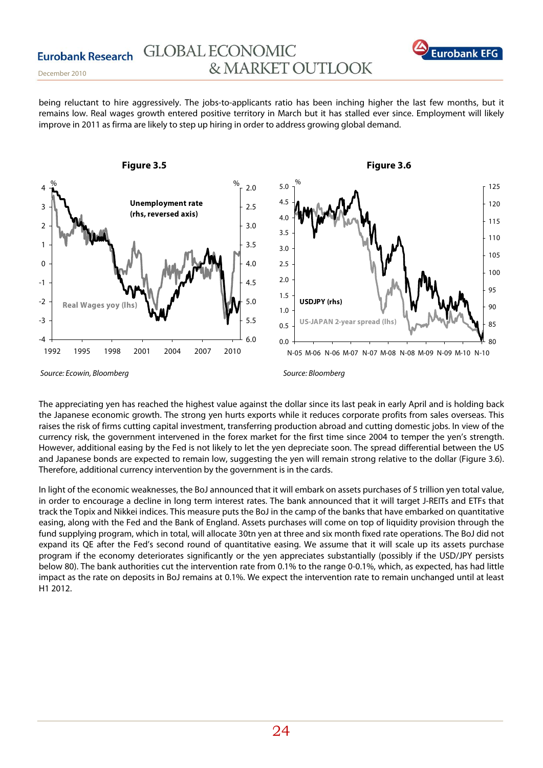being reluctant to hire aggressively. The jobs-to-applicants ratio has been inching higher the last few months, but it remains low. Real wages growth entered positive territory in March but it has stalled ever since. Employment will likely improve in 2011 as firma are likely to step up hiring in order to address growing global demand.

**Figure 3.5**

Source: Ecowin, Bloomberg

**Figure 3.6**

Source: Bloomberg

The appreciating yen has reached the highest value against the dollar since its last peak in early April and is holding back the Japanese economic growth. The strong yen hurts exports while it reduces corporate profits from sales overseas. This raises the risk of firms cutting capital investment, transferring production abroad and cutting domestic jobs. In view of the currency risk, the government intervened in the forex market for the first time since 2004 to temper the yen's strength. However, additional easing by the Fed is not likely to let the yen depreciate soon. The spread differential between the US and Japanese bonds are expected to remain low, suggesting the yen will remain strong relative to the dollar (Figure 3.6). Therefore, additional currency intervention by the government is in the cards.

In light of the economic weaknesses, the BoJ announced that it will embark on assets purchases of 5 trillion yen total value, in order to encourage a decline in long term interest rates. The bank announced that it will target J-REITs and ETFs that track the Topix and Nikkei indices. This measure puts the BoJ in the camp of the banks that have embarked on quantitative easing, along with the Fed and the Bank of England. Assets purchases will come on top of liquidity provision through the fund supplying program, which in total, will allocate 30tn yen at three and six month fixed rate operations. The BoJ did not expand its QE after the Fed's second round of quantitative easing. We assume that it will scale up its assets purchase program if the economy deteriorates significantly or the yen appreciates substantially (possibly if the USD/JPY persists below 80). The bank authorities cut the intervention rate from 0.1% to the range 0-0.1%, which, as expected, has had little impact as the rate on deposits in BoJ remains at 0.1%. We expect the intervention rate to remain unchanged until at least H1 2012.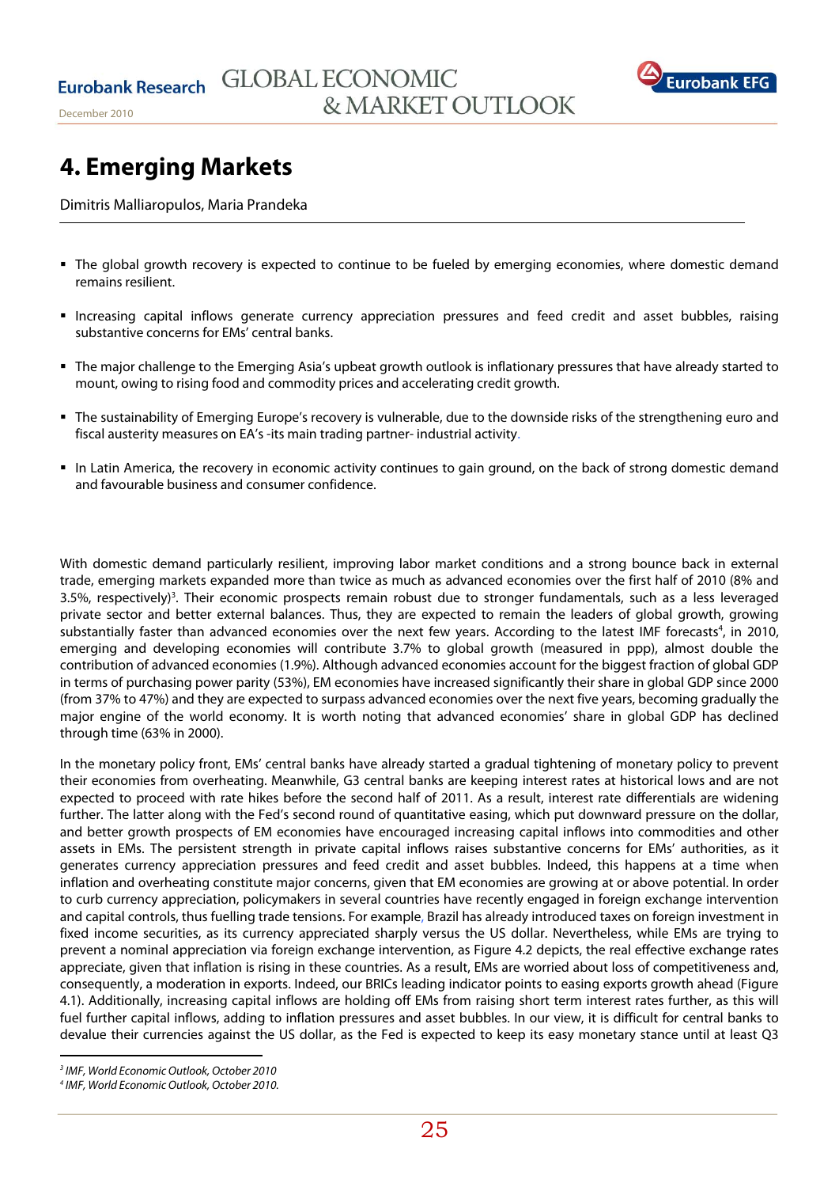# 4. Emerging Markets

Dimitris Malliaropulos, Maria Prandeka

- The global growth recovery is expected to continue to be fueled by emerging economies, where domestic demand remains resilient.
- Increasing capital inflows generate currency appreciation pressures and feed credit and asset bubbles, raising substantive concerns for EMs' central banks.
- The major challenge to the Emerging Asia's upbeat growth outlook is inflationary pressures that have already started to mount, owing to rising food and commodity prices and accelerating credit growth.
- The sustainability of Emerging Europe's recovery is vulnerable, due to the downside risks of the strengthening euro and fiscal austerity measures on EA's -its main trading partner- industrial activity.
- In Latin America, the recovery in economic activity continues to gain ground, on the back of strong domestic demand and favourable business and consumer confidence.

With domestic demand particularly resilient, improving labor market conditions and a strong bounce back in external trade, emerging markets expanded more than twice as much as advanced economies over the first half of 2010 (8% and 3.5%, respectively)[3]. Their economic prospects remain robust due to stronger fundamentals, such as a less leveraged private sector and better external balances. Thus, they are expected to remain the leaders of global growth, growing substantially faster than advanced economies over the next few years. According to the latest IMF forecasts[4], in 2010, emerging and developing economies will contribute 3.7% to global growth (measured in ppp), almost double the contribution of advanced economies (1.9%). Although advanced economies account for the biggest fraction of global GDP in terms of purchasing power parity (53%), EM economies have increased significantly their share in global GDP since 2000 (from 37% to 47%) and they are expected to surpass advanced economies over the next five years, becoming gradually the major engine of the world economy. It is worth noting that advanced economies' share in global GDP has declined through time (63% in 2000).

In the monetary policy front, EMs' central banks have already started a gradual tightening of monetary policy to prevent their economies from overheating. Meanwhile, G3 central banks are keeping interest rates at historical lows and are not expected to proceed with rate hikes before the second half of 2011. As a result, interest rate differentials are widening further. The latter along with the Fed's second round of quantitative easing, which put downward pressure on the dollar, and better growth prospects of EM economies have encouraged increasing capital inflows into commodities and other assets in EMs. The persistent strength in private capital inflows raises substantive concerns for EMs' authorities, as it generates currency appreciation pressures and feed credit and asset bubbles. Indeed, this happens at a time when inflation and overheating constitute major concerns, given that EM economies are growing at or above potential. In order to curb currency appreciation, policymakers in several countries have recently engaged in foreign exchange intervention and capital controls, thus fuelling trade tensions. For example, Brazil has already introduced taxes on foreign investment in fixed income securities, as its currency appreciated sharply versus the US dollar. Nevertheless, while EMs are trying to prevent a nominal appreciation via foreign exchange intervention, as Figure 4.2 depicts, the real effective exchange rates appreciate, given that inflation is rising in these countries. As a result, EMs are worried about loss of competitiveness and, consequently, a moderation in exports. Indeed, our BRICs leading indicator points to easing exports growth ahead (Figure 4.1). Additionally, increasing capital inflows are holding off EMs from raising short term interest rates further, as this will fuel further capital inflows, adding to inflation pressures and asset bubbles. In our view, it is difficult for central banks to devalue their currencies against the US dollar, as the Fed is expected to keep its easy monetary stance until at least Q3

[3] *IMF, World Economic Outlook, October 2010*

[4] *IMF, World Economic Outlook, October 2010.*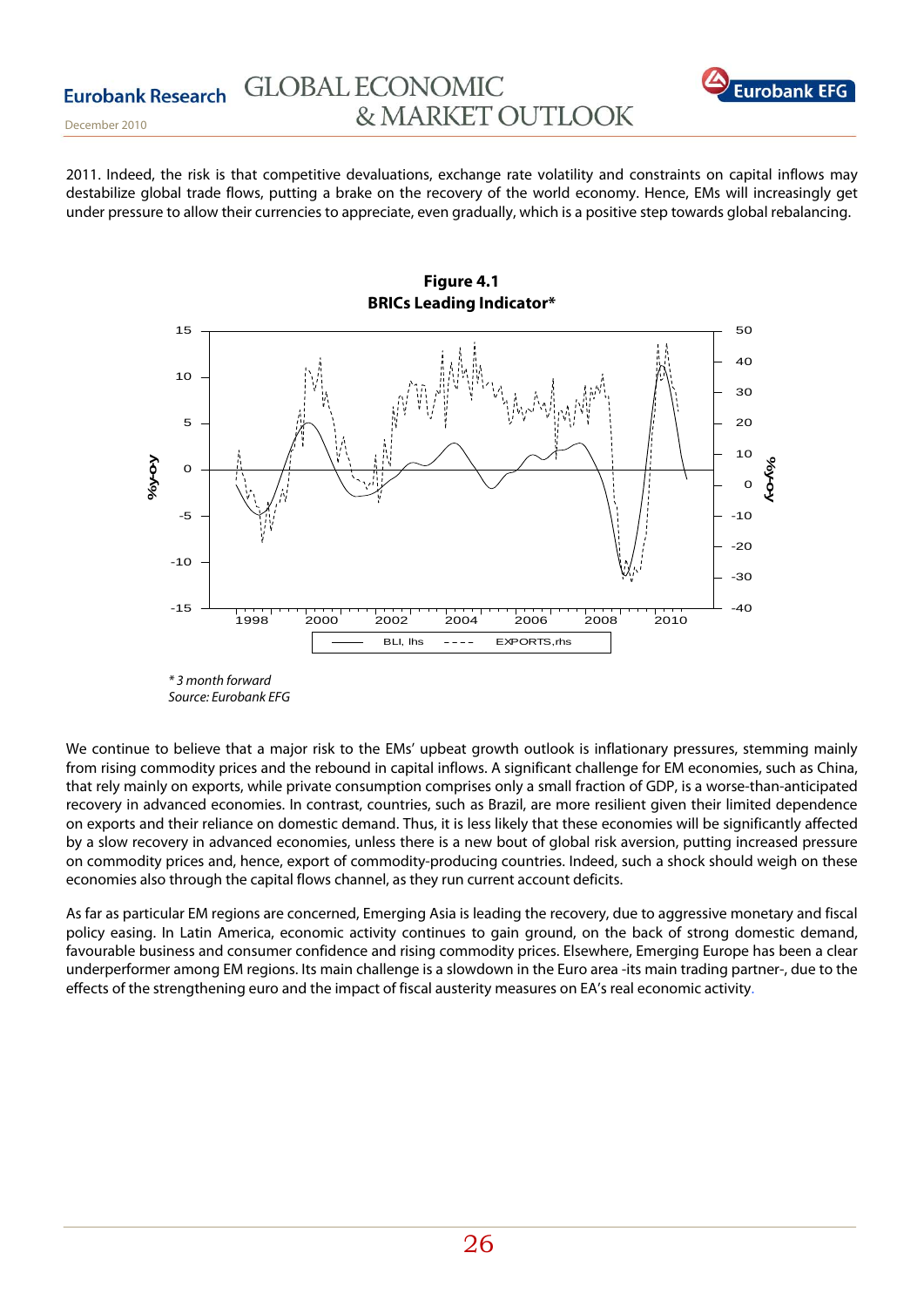2011. Indeed, the risk is that competitive devaluations, exchange rate volatility and constraints on capital inflows may destabilize global trade flows, putting a brake on the recovery of the world economy. Hence, EMs will increasingly get under pressure to allow their currencies to appreciate, even gradually, which is a positive step towards global rebalancing.

**Figure 4.1**
**BRICs Leading Indicator***

*\* 3 month forward*
*Source: Eurobank EFG*

We continue to believe that a major risk to the EMs' upbeat growth outlook is inflationary pressures, stemming mainly from rising commodity prices and the rebound in capital inflows. A significant challenge for EM economies, such as China, that rely mainly on exports, while private consumption comprises only a small fraction of GDP, is a worse-than-anticipated recovery in advanced economies. In contrast, countries, such as Brazil, are more resilient given their limited dependence on exports and their reliance on domestic demand. Thus, it is less likely that these economies will be significantly affected by a slow recovery in advanced economies, unless there is a new bout of global risk aversion, putting increased pressure on commodity prices and, hence, export of commodity-producing countries. Indeed, such a shock should weigh on these economies also through the capital flows channel, as they run current account deficits.

As far as particular EM regions are concerned, Emerging Asia is leading the recovery, due to aggressive monetary and fiscal policy easing. In Latin America, economic activity continues to gain ground, on the back of strong domestic demand, favourable business and consumer confidence and rising commodity prices. Elsewhere, Emerging Europe has been a clear underperformer among EM regions. Its main challenge is a slowdown in the Euro area -its main trading partner-, due to the effects of the strengthening euro and the impact of fiscal austerity measures on EA's real economic activity.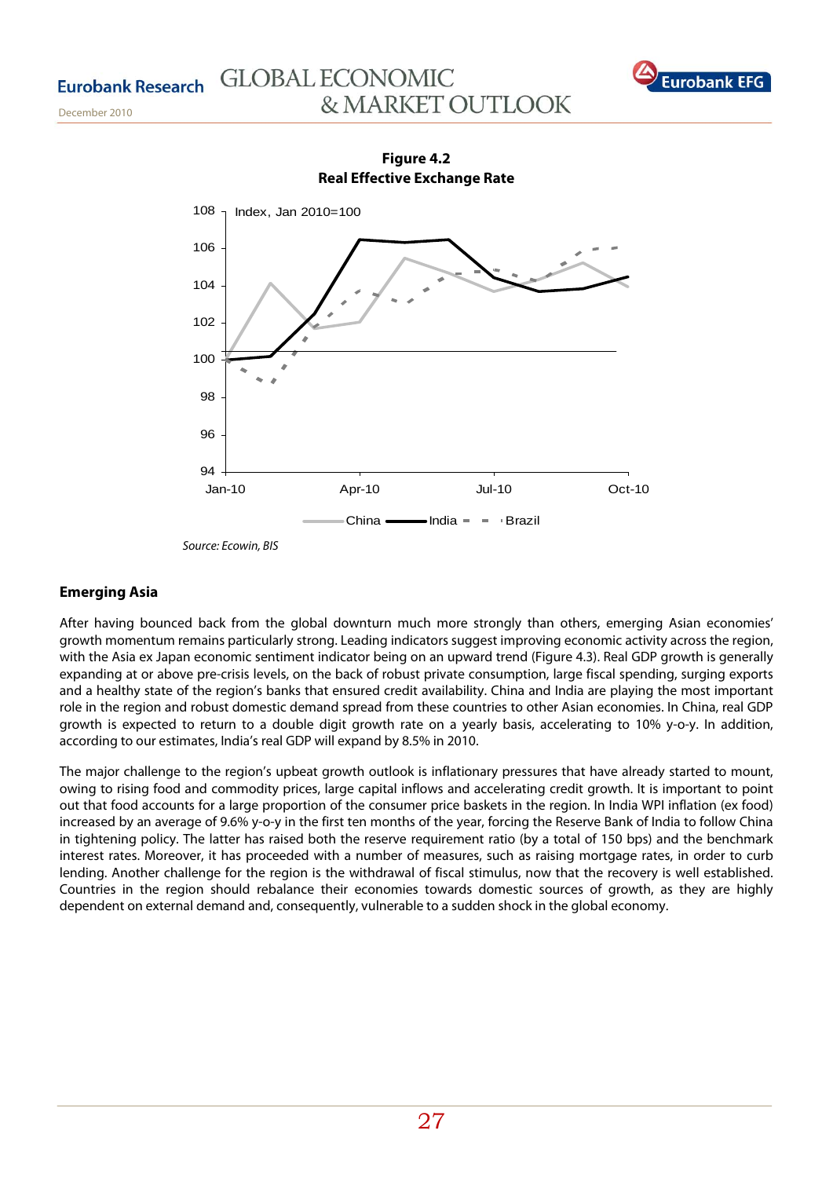**Figure 4.2**
**Real Effective Exchange Rate**

Index, Jan 2010=100

China — India — Brazil

*Source: Ecowin, BIS*

### Emerging Asia

After having bounced back from the global downturn much more strongly than others, emerging Asian economies' growth momentum remains particularly strong. Leading indicators suggest improving economic activity across the region, with the Asia ex Japan economic sentiment indicator being on an upward trend (Figure 4.3). Real GDP growth is generally expanding at or above pre-crisis levels, on the back of robust private consumption, large fiscal spending, surging exports and a healthy state of the region's banks that ensured credit availability. China and India are playing the most important role in the region and robust domestic demand spread from these countries to other Asian economies. In China, real GDP growth is expected to return to a double digit growth rate on a yearly basis, accelerating to 10% y-o-y. In addition, according to our estimates, India's real GDP will expand by 8.5% in 2010.

The major challenge to the region's upbeat growth outlook is inflationary pressures that have already started to mount, owing to rising food and commodity prices, large capital inflows and accelerating credit growth. It is important to point out that food accounts for a large proportion of the consumer price baskets in the region. In India WPI inflation (ex food) increased by an average of 9.6% y-o-y in the first ten months of the year, forcing the Reserve Bank of India to follow China in tightening policy. The latter has raised both the reserve requirement ratio (by a total of 150 bps) and the benchmark interest rates. Moreover, it has proceeded with a number of measures, such as raising mortgage rates, in order to curb lending. Another challenge for the region is the withdrawal of fiscal stimulus, now that the recovery is well established. Countries in the region should rebalance their economies towards domestic sources of growth, as they are highly dependent on external demand and, consequently, vulnerable to a sudden shock in the global economy.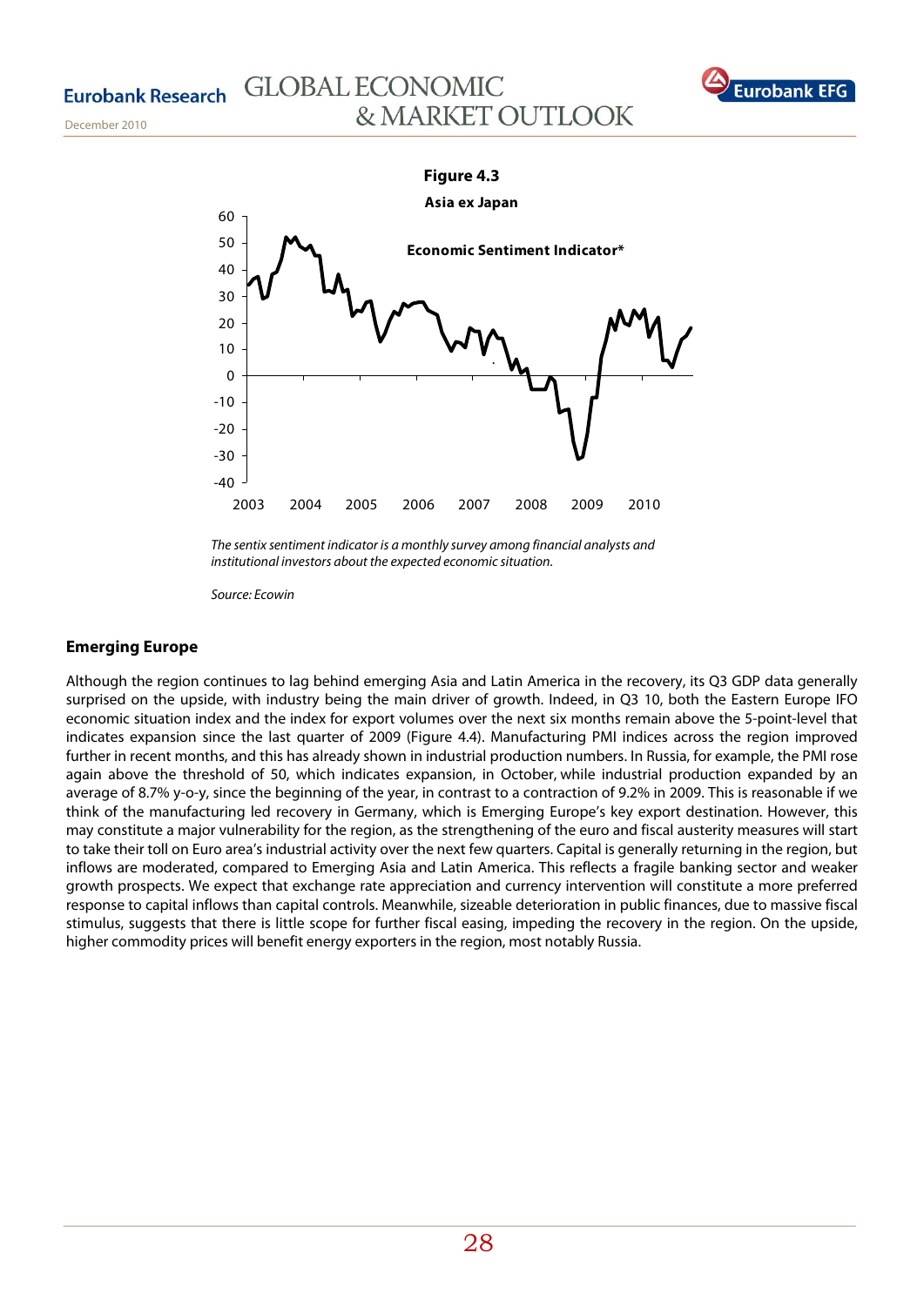**Figure 4.3**

**Asia ex Japan**

*The sentix sentiment indicator is a monthly survey among financial analysts and institutional investors about the expected economic situation.*

*Source: Ecowin*

### Emerging Europe

Although the region continues to lag behind emerging Asia and Latin America in the recovery, its Q3 GDP data generally surprised on the upside, with industry being the main driver of growth. Indeed, in Q3 10, both the Eastern Europe IFO economic situation index and the index for export volumes over the next six months remain above the 5-point-level that indicates expansion since the last quarter of 2009 (Figure 4.4). Manufacturing PMI indices across the region improved further in recent months, and this has already shown in industrial production numbers. In Russia, for example, the PMI rose again above the threshold of 50, which indicates expansion, in October, while industrial production expanded by an average of 8.7% y-o-y, since the beginning of the year, in contrast to a contraction of 9.2% in 2009. This is reasonable if we think of the manufacturing led recovery in Germany, which is Emerging Europe's key export destination. However, this may constitute a major vulnerability for the region, as the strengthening of the euro and fiscal austerity measures will start to take their toll on Euro area's industrial activity over the next few quarters. Capital is generally returning in the region, but inflows are moderated, compared to Emerging Asia and Latin America. This reflects a fragile banking sector and weaker growth prospects. We expect that exchange rate appreciation and currency intervention will constitute a more preferred response to capital inflows than capital controls. Meanwhile, sizeable deterioration in public finances, due to massive fiscal stimulus, suggests that there is little scope for further fiscal easing, impeding the recovery in the region. On the upside, higher commodity prices will benefit energy exporters in the region, most notably Russia.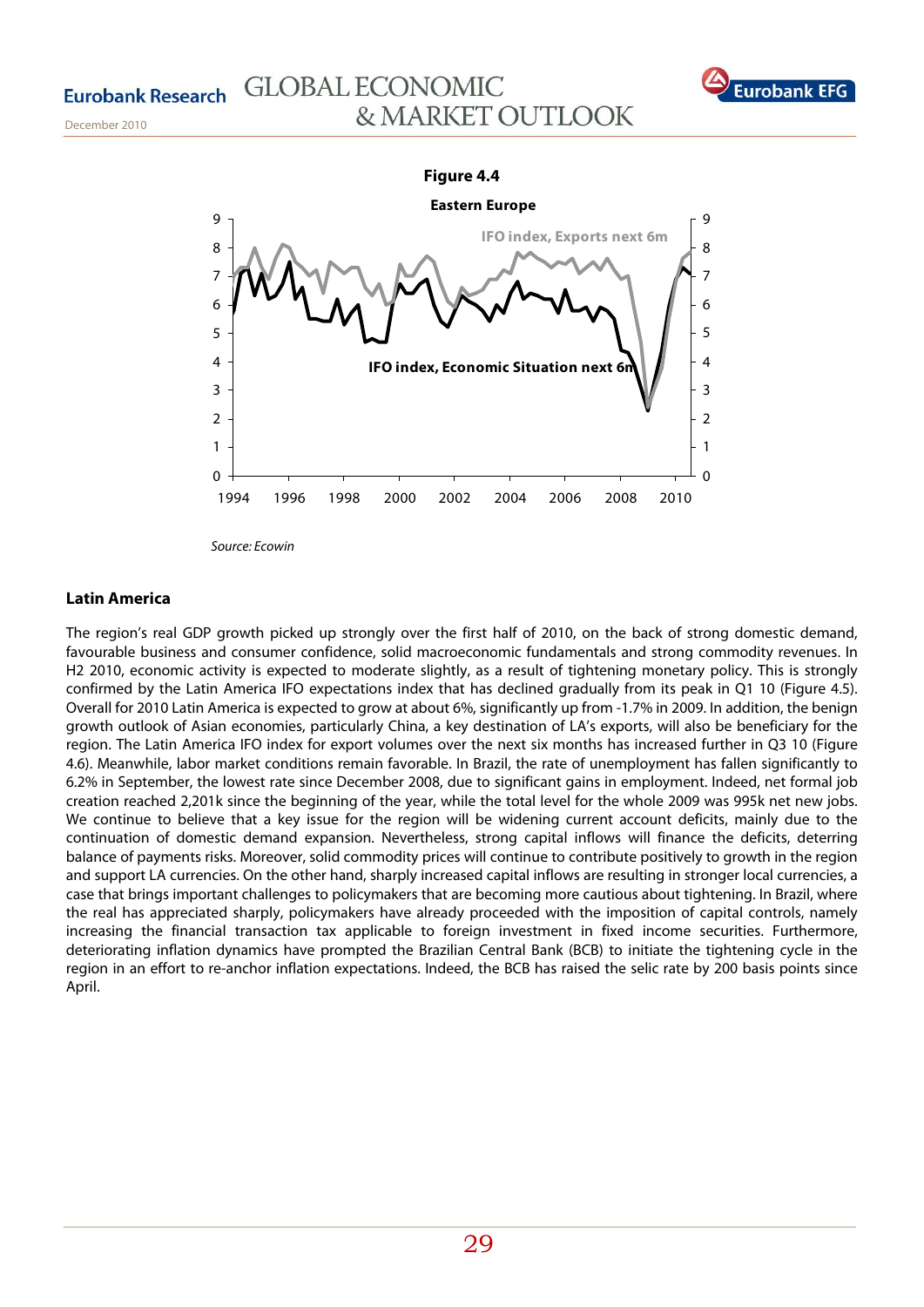**Figure 4.4**

**Eastern Europe**

Source: Ecowin

### Latin America

The region's real GDP growth picked up strongly over the first half of 2010, on the back of strong domestic demand, favourable business and consumer confidence, solid macroeconomic fundamentals and strong commodity revenues. In H2 2010, economic activity is expected to moderate slightly, as a result of tightening monetary policy. This is strongly confirmed by the Latin America IFO expectations index that has declined gradually from its peak in Q1 10 (Figure 4.5). Overall for 2010 Latin America is expected to grow at about 6%, significantly up from -1.7% in 2009. In addition, the benign growth outlook of Asian economies, particularly China, a key destination of LA's exports, will also be beneficiary for the region. The Latin America IFO index for export volumes over the next six months has increased further in Q3 10 (Figure 4.6). Meanwhile, labor market conditions remain favorable. In Brazil, the rate of unemployment has fallen significantly to 6.2% in September, the lowest rate since December 2008, due to significant gains in employment. Indeed, net formal job creation reached 2,201k since the beginning of the year, while the total level for the whole 2009 was 995k net new jobs. We continue to believe that a key issue for the region will be widening current account deficits, mainly due to the continuation of domestic demand expansion. Nevertheless, strong capital inflows will finance the deficits, deterring balance of payments risks. Moreover, solid commodity prices will continue to contribute positively to growth in the region and support LA currencies. On the other hand, sharply increased capital inflows are resulting in stronger local currencies, a case that brings important challenges to policymakers that are becoming more cautious about tightening. In Brazil, where the real has appreciated sharply, policymakers have already proceeded with the imposition of capital controls, namely increasing the financial transaction tax applicable to foreign investment in fixed income securities. Furthermore, deteriorating inflation dynamics have prompted the Brazilian Central Bank (BCB) to initiate the tightening cycle in the region in an effort to re-anchor inflation expectations. Indeed, the BCB has raised the selic rate by 200 basis points since April.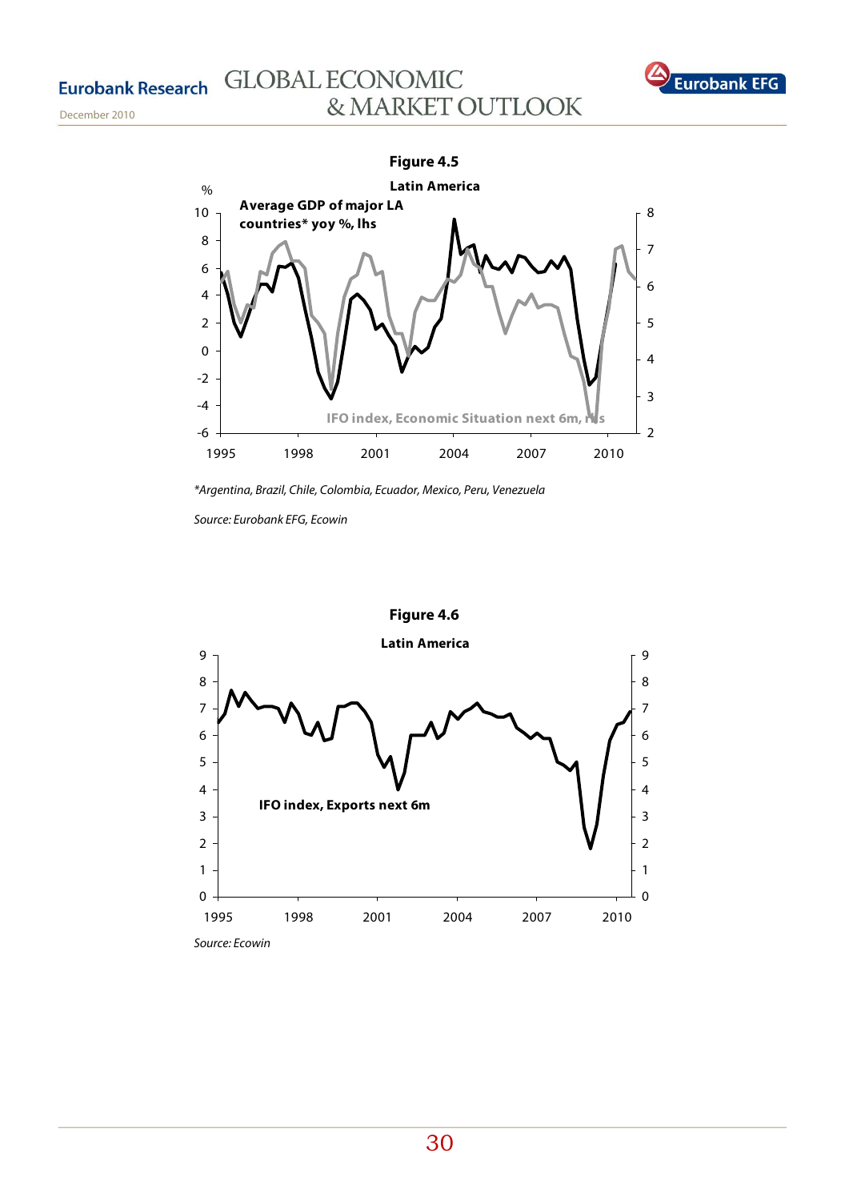**Figure 4.5**

**Latin America**

**Average GDP of major LA countries* yoy %, lhs**

IFO index, Economic Situation next 6m, rhs

*Argentina, Brazil, Chile, Colombia, Ecuador, Mexico, Peru, Venezuela

*Source: Eurobank EFG, Ecowin*

**Figure 4.6**

**Latin America**

**IFO index, Exports next 6m**

*Source: Ecowin*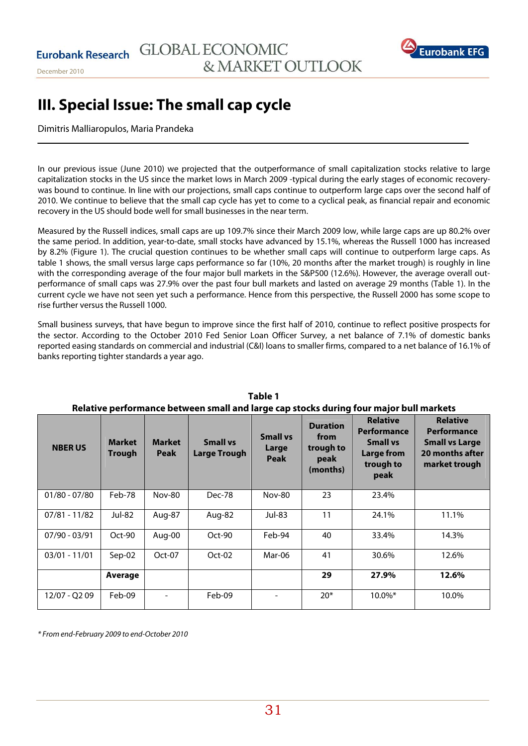# III. Special Issue: The small cap cycle

Dimitris Malliaropulos, Maria Prandeka

---

In our previous issue (June 2010) we projected that the outperformance of small capitalization stocks relative to large capitalization stocks in the US since the market lows in March 2009 -typical during the early stages of economic recovery- was bound to continue. In line with our projections, small caps continue to outperform large caps over the second half of 2010. We continue to believe that the small cap cycle has yet to come to a cyclical peak, as financial repair and economic recovery in the US should bode well for small businesses in the near term.

Measured by the Russell indices, small caps are up 109.7% since their March 2009 low, while large caps are up 80.2% over the same period. In addition, year-to-date, small stocks have advanced by 15.1%, whereas the Russell 1000 has increased by 8.2% (Figure 1). The crucial question continues to be whether small caps will continue to outperform large caps. As table 1 shows, the small versus large caps performance so far (10%, 20 months after the market trough) is roughly in line with the corresponding average of the four major bull markets in the S&P500 (12.6%). However, the average overall out-performance of small caps was 27.9% over the past four bull markets and lasted on average 29 months (Table 1). In the current cycle we have not seen yet such a performance. Hence from this perspective, the Russell 2000 has some scope to rise further versus the Russell 1000.

Small business surveys, that have begun to improve since the first half of 2010, continue to reflect positive prospects for the sector. According to the October 2010 Fed Senior Loan Officer Survey, a net balance of 7.1% of domestic banks reported easing standards on commercial and industrial (C&I) loans to smaller firms, compared to a net balance of 16.1% of banks reporting tighter standards a year ago.

**Table 1**
**Relative performance between small and large cap stocks during four major bull markets**

| NBER US | Market Trough | Market Peak | Small vs Large Trough | Small vs Large Peak | Duration from trough to peak (months) | Relative Performance Small vs Large from trough to peak | Relative Performance Small vs Large 20 months after market trough |
|---|---|---|---|---|---|---|---|
| 01/80 - 07/80 | Feb-78 | Nov-80 | Dec-78 | Nov-80 | 23 | 23.4% | |
| 07/81 - 11/82 | Jul-82 | Aug-87 | Aug-82 | Jul-83 | 11 | 24.1% | 11.1% |
| 07/90 - 03/91 | Oct-90 | Aug-00 | Oct-90 | Feb-94 | 40 | 33.4% | 14.3% |
| 03/01 - 11/01 | Sep-02 | Oct-07 | Oct-02 | Mar-06 | 41 | 30.6% | 12.6% |
| | **Average** | | | | **29** | **27.9%** | **12.6%** |
| 12/07 - Q2 09 | Feb-09 | - | Feb-09 | - | 20* | 10.0%* | 10.0% |

*\* From end-February 2009 to end-October 2010*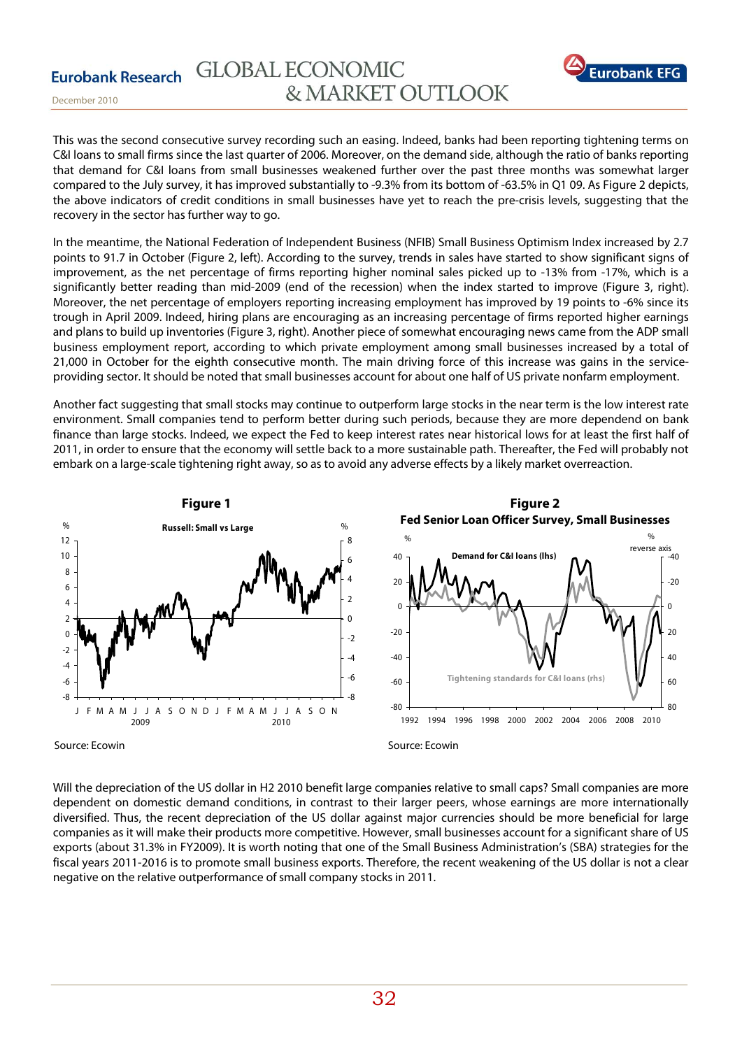This was the second consecutive survey recording such an easing. Indeed, banks had been reporting tightening terms on C&I loans to small firms since the last quarter of 2006. Moreover, on the demand side, although the ratio of banks reporting that demand for C&I loans from small businesses weakened further over the past three months was somewhat larger compared to the July survey, it has improved substantially to -9.3% from its bottom of -63.5% in Q1 09. As Figure 2 depicts, the above indicators of credit conditions in small businesses have yet to reach the pre-crisis levels, suggesting that the recovery in the sector has further way to go.

In the meantime, the National Federation of Independent Business (NFIB) Small Business Optimism Index increased by 2.7 points to 91.7 in October (Figure 2, left). According to the survey, trends in sales have started to show significant signs of improvement, as the net percentage of firms reporting higher nominal sales picked up to -13% from -17%, which is a significantly better reading than mid-2009 (end of the recession) when the index started to improve (Figure 3, right). Moreover, the net percentage of employers reporting increasing employment has improved by 19 points to -6% since its trough in April 2009. Indeed, hiring plans are encouraging as an increasing percentage of firms reported higher earnings and plans to build up inventories (Figure 3, right). Another piece of somewhat encouraging news came from the ADP small business employment report, according to which private employment among small businesses increased by a total of 21,000 in October for the eighth consecutive month. The main driving force of this increase was gains in the service-providing sector. It should be noted that small businesses account for about one half of US private nonfarm employment.

Another fact suggesting that small stocks may continue to outperform large stocks in the near term is the low interest rate environment. Small companies tend to perform better during such periods, because they are more dependend on bank finance than large stocks. Indeed, we expect the Fed to keep interest rates near historical lows for at least the first half of 2011, in order to ensure that the economy will settle back to a more sustainable path. Thereafter, the Fed will probably not embark on a large-scale tightening right away, so as to avoid any adverse effects by a likely market overreaction.

**Figure 1**

Russell: Small vs Large

Source: Ecowin

**Figure 2**

**Fed Senior Loan Officer Survey, Small Businesses**

Demand for C&I loans (lhs); Tightening standards for C&I loans (rhs, reverse axis)

Source: Ecowin

Will the depreciation of the US dollar in H2 2010 benefit large companies relative to small caps? Small companies are more dependent on domestic demand conditions, in contrast to their larger peers, whose earnings are more internationally diversified. Thus, the recent depreciation of the US dollar against major currencies should be more beneficial for large companies as it will make their products more competitive. However, small businesses account for a significant share of US exports (about 31.3% in FY2009). It is worth noting that one of the Small Business Administration's (SBA) strategies for the fiscal years 2011-2016 is to promote small business exports. Therefore, the recent weakening of the US dollar is not a clear negative on the relative outperformance of small company stocks in 2011.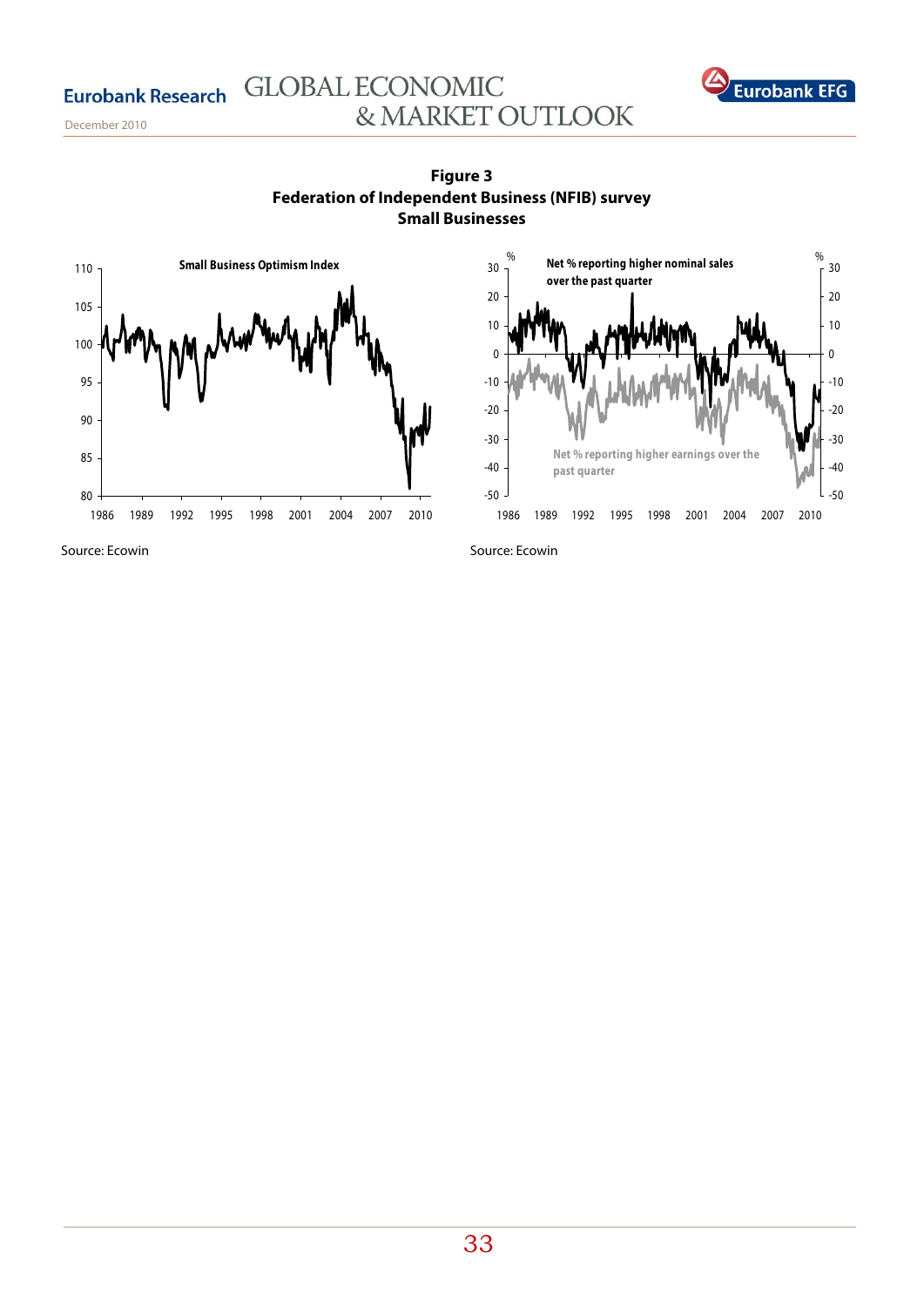**Figure 3**
**Federation of Independent Business (NFIB) survey**
**Small Businesses**

Source: Ecowin

Source: Ecowin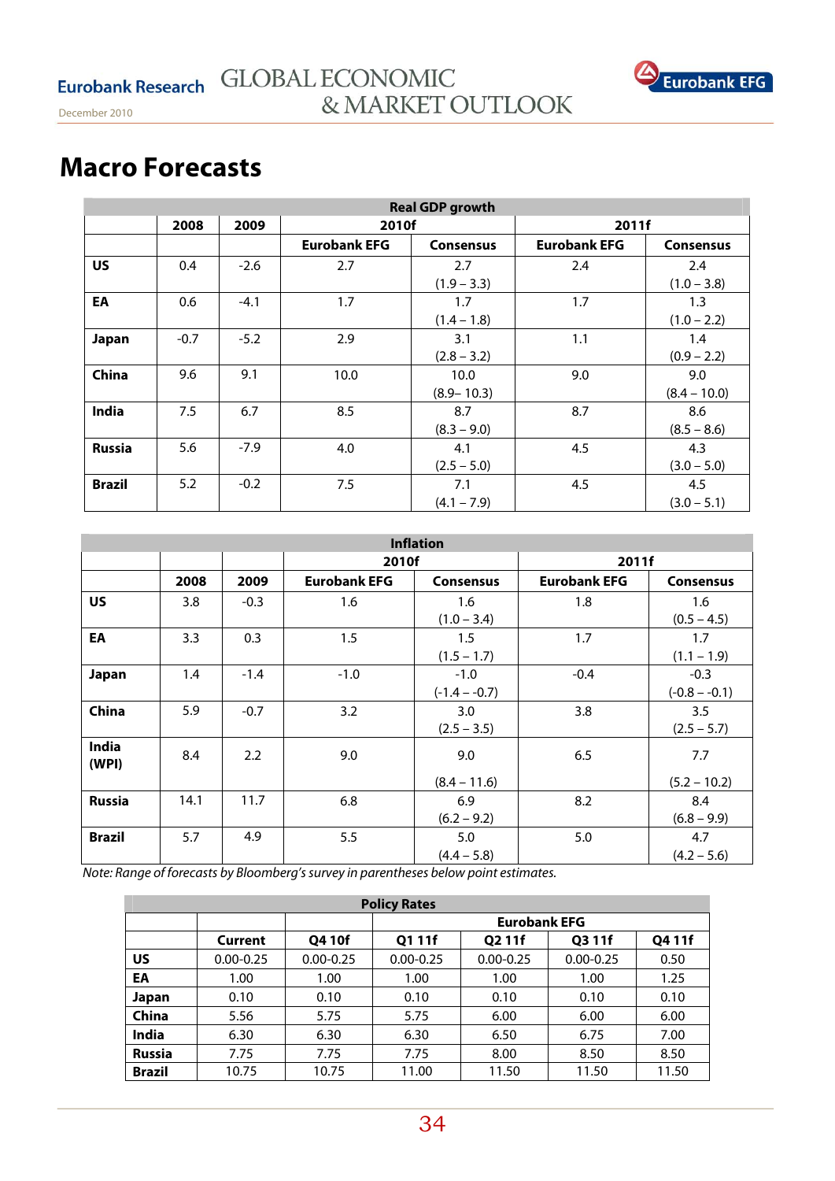# Macro Forecasts

| Real GDP growth | | | | | | |
|---|---|---|---|---|---|---|
| | 2008 | 2009 | 2010f | | 2011f | |
| | | | Eurobank EFG | Consensus | Eurobank EFG | Consensus |
| **US** | 0.4 | -2.6 | 2.7 | 2.7 (1.9 – 3.3) | 2.4 | 2.4 (1.0 – 3.8) |
| **EA** | 0.6 | -4.1 | 1.7 | 1.7 (1.4 – 1.8) | 1.7 | 1.3 (1.0 – 2.2) |
| **Japan** | -0.7 | -5.2 | 2.9 | 3.1 (2.8 – 3.2) | 1.1 | 1.4 (0.9 – 2.2) |
| **China** | 9.6 | 9.1 | 10.0 | 10.0 (8.9– 10.3) | 9.0 | 9.0 (8.4 – 10.0) |
| **India** | 7.5 | 6.7 | 8.5 | 8.7 (8.3 – 9.0) | 8.7 | 8.6 (8.5 – 8.6) |
| **Russia** | 5.6 | -7.9 | 4.0 | 4.1 (2.5 – 5.0) | 4.5 | 4.3 (3.0 – 5.0) |
| **Brazil** | 5.2 | -0.2 | 7.5 | 7.1 (4.1 – 7.9) | 4.5 | 4.5 (3.0 – 5.1) |

| Inflation | | | | | | |
|---|---|---|---|---|---|---|
| | 2008 | 2009 | 2010f | | 2011f | |
| | | | Eurobank EFG | Consensus | Eurobank EFG | Consensus |
| **US** | 3.8 | -0.3 | 1.6 | 1.6 (1.0 – 3.4) | 1.8 | 1.6 (0.5 – 4.5) |
| **EA** | 3.3 | 0.3 | 1.5 | 1.5 (1.5 – 1.7) | 1.7 | 1.7 (1.1 – 1.9) |
| **Japan** | 1.4 | -1.4 | -1.0 | -1.0 (-1.4 – -0.7) | -0.4 | -0.3 (-0.8 – -0.1) |
| **China** | 5.9 | -0.7 | 3.2 | 3.0 (2.5 – 3.5) | 3.8 | 3.5 (2.5 – 5.7) |
| **India (WPI)** | 8.4 | 2.2 | 9.0 | 9.0 (8.4 – 11.6) | 6.5 | 7.7 (5.2 – 10.2) |
| **Russia** | 14.1 | 11.7 | 6.8 | 6.9 (6.2 – 9.2) | 8.2 | 8.4 (6.8 – 9.9) |
| **Brazil** | 5.7 | 4.9 | 5.5 | 5.0 (4.4 – 5.8) | 5.0 | 4.7 (4.2 – 5.6) |

*Note: Range of forecasts by Bloomberg's survey in parentheses below point estimates.*

| Policy Rates | | | | | | |
|---|---|---|---|---|---|---|
| | | | Eurobank EFG | | | |
| | Current | Q4 10f | Q1 11f | Q2 11f | Q3 11f | Q4 11f |
| **US** | 0.00-0.25 | 0.00-0.25 | 0.00-0.25 | 0.00-0.25 | 0.00-0.25 | 0.50 |
| **EA** | 1.00 | 1.00 | 1.00 | 1.00 | 1.00 | 1.25 |
| **Japan** | 0.10 | 0.10 | 0.10 | 0.10 | 0.10 | 0.10 |
| **China** | 5.56 | 5.75 | 5.75 | 6.00 | 6.00 | 6.00 |
| **India** | 6.30 | 6.30 | 6.30 | 6.50 | 6.75 | 7.00 |
| **Russia** | 7.75 | 7.75 | 7.75 | 8.00 | 8.50 | 8.50 |
| **Brazil** | 10.75 | 10.75 | 11.00 | 11.50 | 11.50 | 11.50 |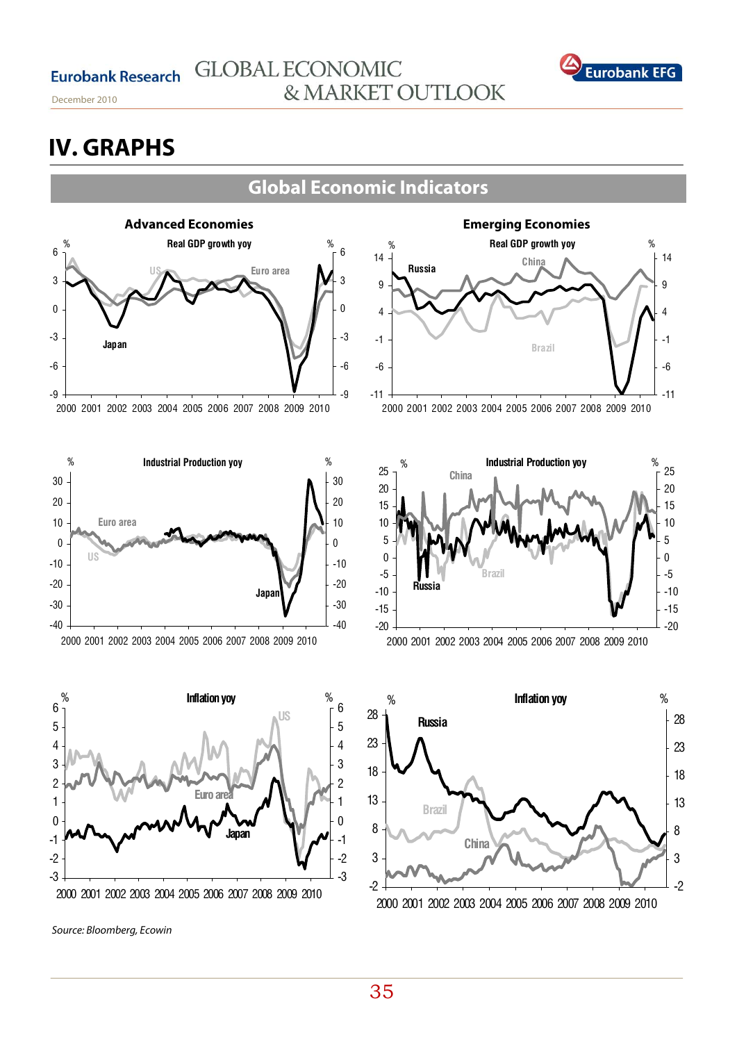# IV. GRAPHS

## Global Economic Indicators

### Advanced Economies

Real GDP growth yoy

Industrial Production yoy

Inflation yoy

### Emerging Economies

Real GDP growth yoy

Industrial Production yoy

Inflation yoy

*Source: Bloomberg, Ecowin*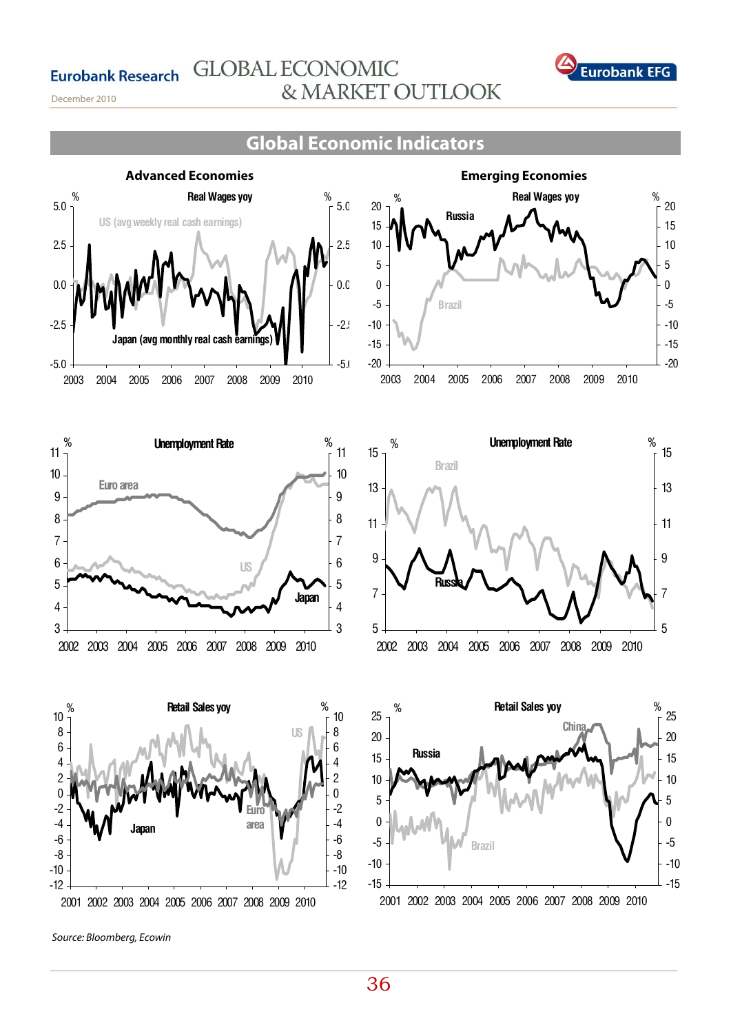## Global Economic Indicators

### Advanced Economies

### Emerging Economies

Source: Bloomberg, Ecowin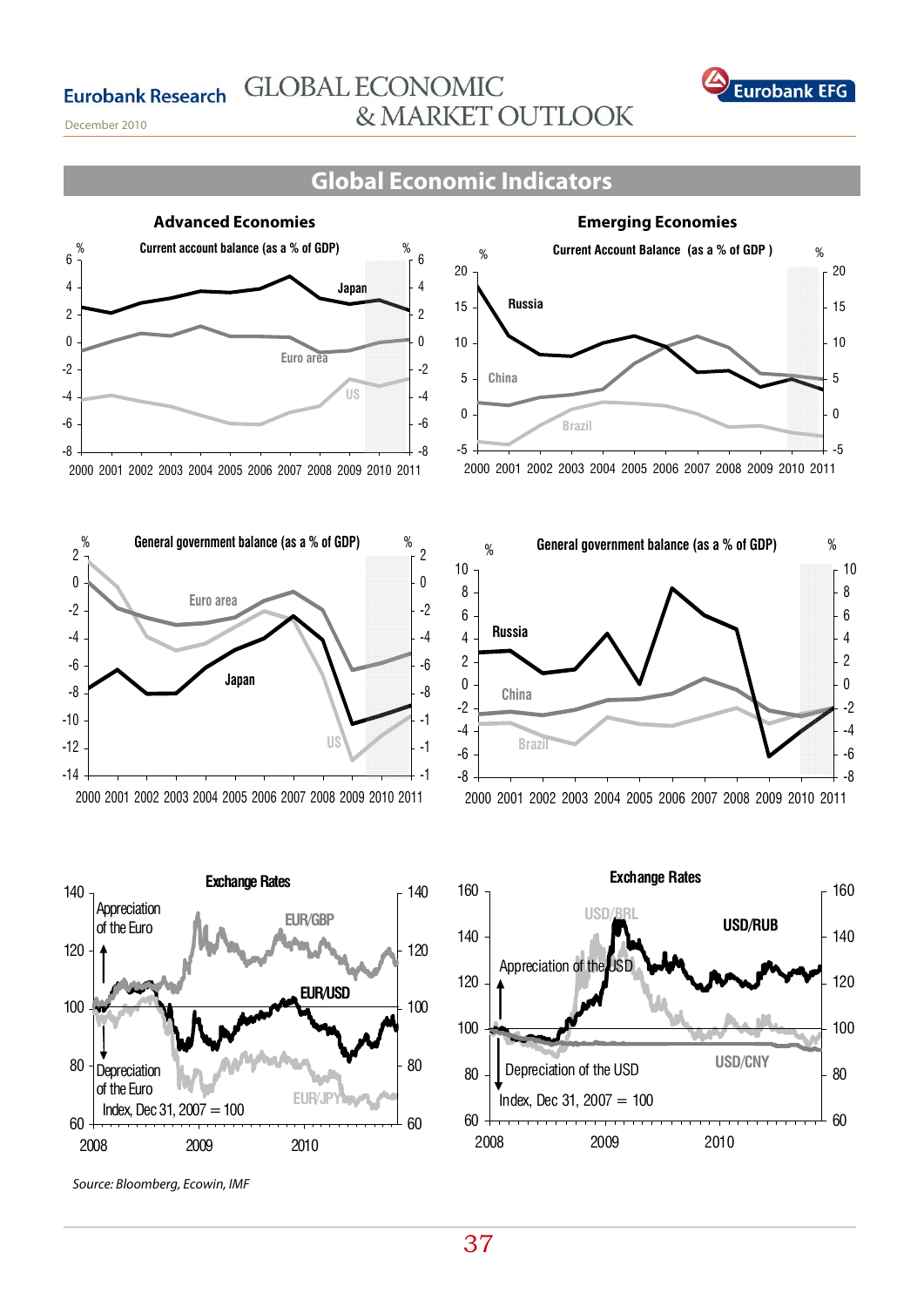## Global Economic Indicators

### Advanced Economies

**Current account balance (as a % of GDP)**

Japan, Euro area, US (2000–2011, %)

**General government balance (as a % of GDP)**

Euro area, Japan, US (2000–2011, %)

**Exchange Rates**

EUR/GBP, EUR/USD, EUR/JPY

Appreciation of the Euro / Depreciation of the Euro

Index, Dec 31, 2007 = 100

### Emerging Economies

**Current Account Balance (as a % of GDP)**

Russia, China, Brazil (2000–2011, %)

**General government balance (as a % of GDP)**

Russia, China, Brazil (2000–2011, %)

**Exchange Rates**

USD/BRL, USD/RUB, USD/CNY

Appreciation of the USD / Depreciation of the USD

Index, Dec 31, 2007 = 100

*Source: Bloomberg, Ecowin, IMF*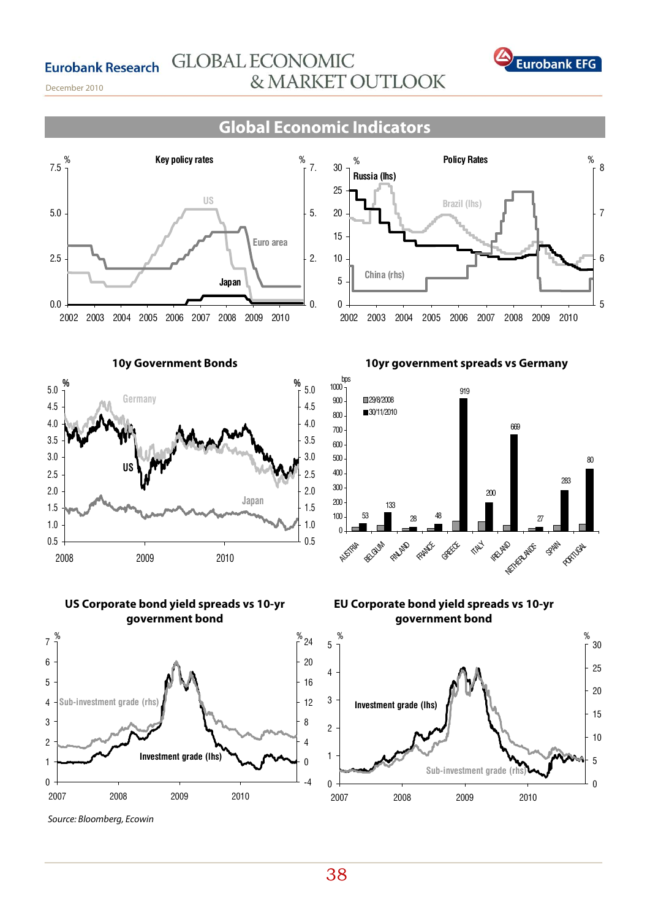## Global Economic Indicators

**Key policy rates**

**Policy Rates**

**10y Government Bonds**

**10yr government spreads vs Germany**

**US Corporate bond yield spreads vs 10-yr government bond**

**EU Corporate bond yield spreads vs 10-yr government bond**

*Source: Bloomberg, Ecowin*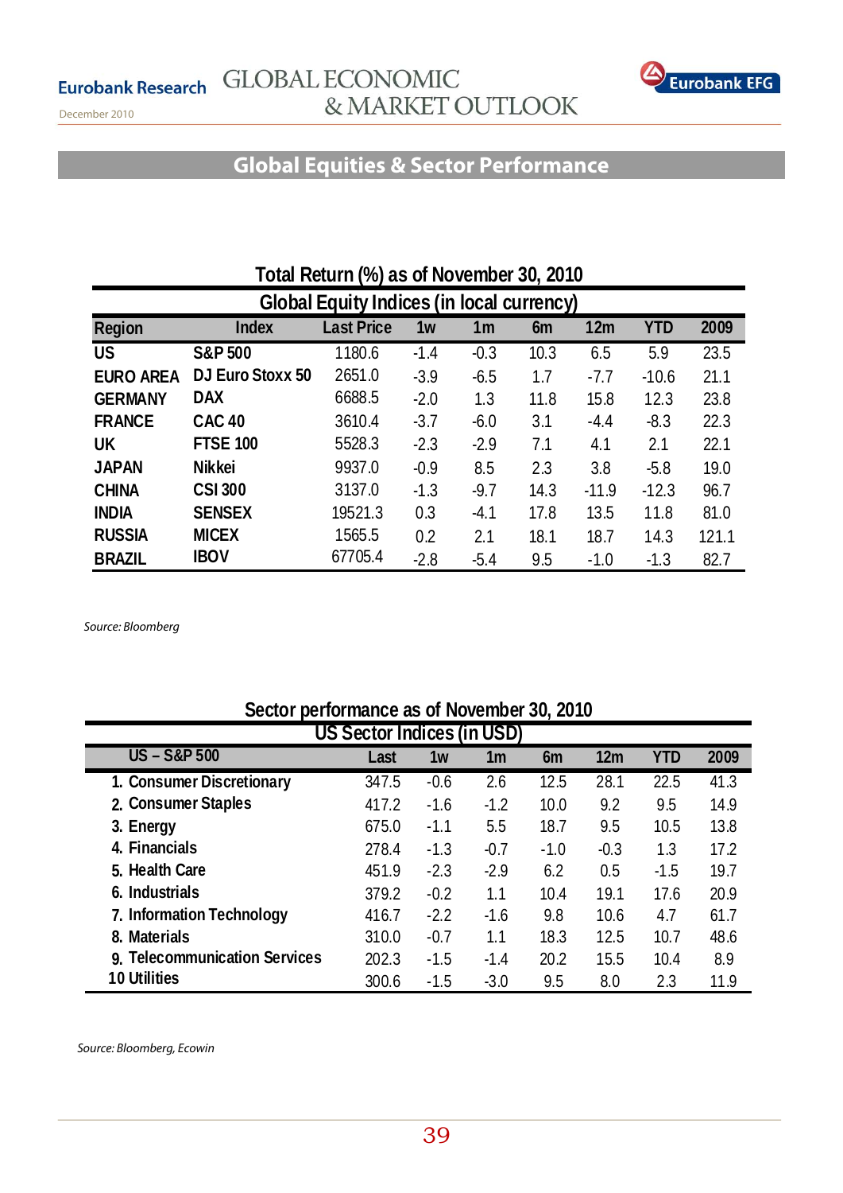## Global Equities & Sector Performance

### Total Return (%) as of November 30, 2010

| Global Equity Indices (in local currency) | | | | | | | | |
|---|---|---|---|---|---|---|---|---|
| **Region** | **Index** | **Last Price** | **1w** | **1m** | **6m** | **12m** | **YTD** | **2009** |
| **US** | **S&P 500** | 1180.6 | -1.4 | -0.3 | 10.3 | 6.5 | 5.9 | 23.5 |
| **EURO AREA** | **DJ Euro Stoxx 50** | 2651.0 | -3.9 | -6.5 | 1.7 | -7.7 | -10.6 | 21.1 |
| **GERMANY** | **DAX** | 6688.5 | -2.0 | 1.3 | 11.8 | 15.8 | 12.3 | 23.8 |
| **FRANCE** | **CAC 40** | 3610.4 | -3.7 | -6.0 | 3.1 | -4.4 | -8.3 | 22.3 |
| **UK** | **FTSE 100** | 5528.3 | -2.3 | -2.9 | 7.1 | 4.1 | 2.1 | 22.1 |
| **JAPAN** | **Nikkei** | 9937.0 | -0.9 | 8.5 | 2.3 | 3.8 | -5.8 | 19.0 |
| **CHINA** | **CSI 300** | 3137.0 | -1.3 | -9.7 | 14.3 | -11.9 | -12.3 | 96.7 |
| **INDIA** | **SENSEX** | 19521.3 | 0.3 | -4.1 | 17.8 | 13.5 | 11.8 | 81.0 |
| **RUSSIA** | **MICEX** | 1565.5 | 0.2 | 2.1 | 18.1 | 18.7 | 14.3 | 121.1 |
| **BRAZIL** | **IBOV** | 67705.4 | -2.8 | -5.4 | 9.5 | -1.0 | -1.3 | 82.7 |

*Source: Bloomberg*

### Sector performance as of November 30, 2010

| US Sector Indices (in USD) | | | | | | | |
|---|---|---|---|---|---|---|---|
| **US – S&P 500** | **Last** | **1w** | **1m** | **6m** | **12m** | **YTD** | **2009** |
| 1. Consumer Discretionary | 347.5 | -0.6 | 2.6 | 12.5 | 28.1 | 22.5 | 41.3 |
| 2. Consumer Staples | 417.2 | -1.6 | -1.2 | 10.0 | 9.2 | 9.5 | 14.9 |
| 3. Energy | 675.0 | -1.1 | 5.5 | 18.7 | 9.5 | 10.5 | 13.8 |
| 4. Financials | 278.4 | -1.3 | -0.7 | -1.0 | -0.3 | 1.3 | 17.2 |
| 5. Health Care | 451.9 | -2.3 | -2.9 | 6.2 | 0.5 | -1.5 | 19.7 |
| 6. Industrials | 379.2 | -0.2 | 1.1 | 10.4 | 19.1 | 17.6 | 20.9 |
| 7. Information Technology | 416.7 | -2.2 | -1.6 | 9.8 | 10.6 | 4.7 | 61.7 |
| 8. Materials | 310.0 | -0.7 | 1.1 | 18.3 | 12.5 | 10.7 | 48.6 |
| 9. Telecommunication Services | 202.3 | -1.5 | -1.4 | 20.2 | 15.5 | 10.4 | 8.9 |
| 10 Utilities | 300.6 | -1.5 | -3.0 | 9.5 | 8.0 | 2.3 | 11.9 |

*Source: Bloomberg, Ecowin*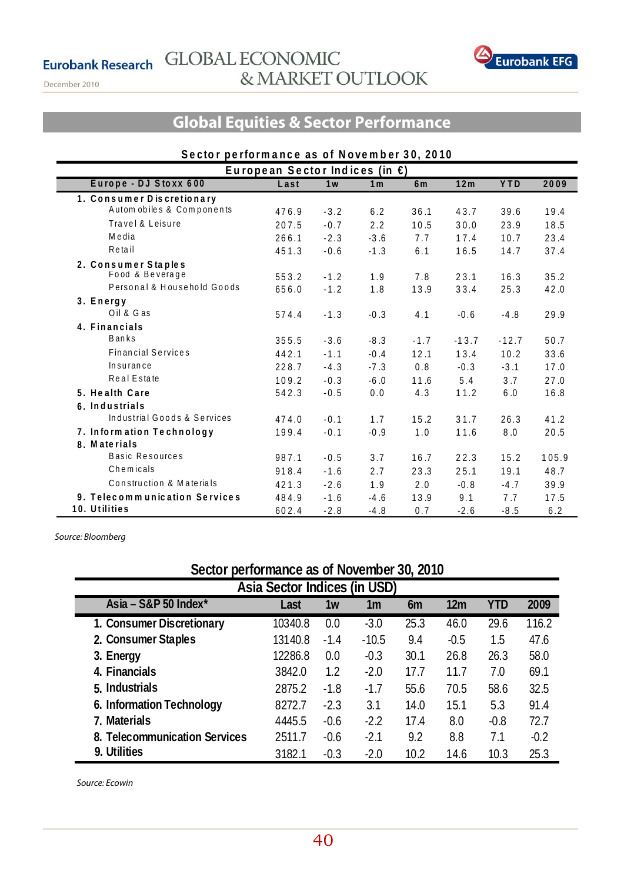## Global Equities & Sector Performance

**Sector performance as of November 30, 2010**

| European Sector Indices (in €) | | | | | | | |
|---|---|---|---|---|---|---|---|
| Europe - DJ Stoxx 600 | Last | 1w | 1m | 6m | 12m | YTD | 2009 |
| **1. Consumer Discretionary** | | | | | | | |
| Automobiles & Components | 476.9 | -3.2 | 6.2 | 36.1 | 43.7 | 39.6 | 19.4 |
| Travel & Leisure | 207.5 | -0.7 | 2.2 | 10.5 | 30.0 | 23.9 | 18.5 |
| Media | 266.1 | -2.3 | -3.6 | 7.7 | 17.4 | 10.7 | 23.4 |
| Retail | 451.3 | -0.6 | -1.3 | 6.1 | 16.5 | 14.7 | 37.4 |
| **2. Consumer Staples** | | | | | | | |
| Food & Beverage | 553.2 | -1.2 | 1.9 | 7.8 | 23.1 | 16.3 | 35.2 |
| Personal & Household Goods | 656.0 | -1.2 | 1.8 | 13.9 | 33.4 | 25.3 | 42.0 |
| **3. Energy** | | | | | | | |
| Oil & Gas | 574.4 | -1.3 | -0.3 | 4.1 | -0.6 | -4.8 | 29.9 |
| **4. Financials** | | | | | | | |
| Banks | 355.5 | -3.6 | -8.3 | -1.7 | -13.7 | -12.7 | 50.7 |
| Financial Services | 442.1 | -1.1 | -0.4 | 12.1 | 13.4 | 10.2 | 33.6 |
| Insurance | 228.7 | -4.3 | -7.3 | 0.8 | -0.3 | -3.1 | 17.0 |
| Real Estate | 109.2 | -0.3 | -6.0 | 11.6 | 5.4 | 3.7 | 27.0 |
| **5. Health Care** | 542.3 | -0.5 | 0.0 | 4.3 | 11.2 | 6.0 | 16.8 |
| **6. Industrials** | | | | | | | |
| Industrial Goods & Services | 474.0 | -0.1 | 1.7 | 15.2 | 31.7 | 26.3 | 41.2 |
| **7. Information Technology** | 199.4 | -0.1 | -0.9 | 1.0 | 11.6 | 8.0 | 20.5 |
| **8. Materials** | | | | | | | |
| Basic Resources | 987.1 | -0.5 | 3.7 | 16.7 | 22.3 | 15.2 | 105.9 |
| Chemicals | 918.4 | -1.6 | 2.7 | 23.3 | 25.1 | 19.1 | 48.7 |
| Construction & Materials | 421.3 | -2.6 | 1.9 | 2.0 | -0.8 | -4.7 | 39.9 |
| **9. Telecommunication Services** | 484.9 | -1.6 | -4.6 | 13.9 | 9.1 | 7.7 | 17.5 |
| **10. Utilities** | 602.4 | -2.8 | -4.8 | 0.7 | -2.6 | -8.5 | 6.2 |

*Source: Bloomberg*

**Sector performance as of November 30, 2010**

| Asia Sector Indices (in USD) | | | | | | | |
|---|---|---|---|---|---|---|---|
| Asia – S&P 50 Index* | Last | 1w | 1m | 6m | 12m | YTD | 2009 |
| 1. Consumer Discretionary | 10340.8 | 0.0 | -3.0 | 25.3 | 46.0 | 29.6 | 116.2 |
| 2. Consumer Staples | 13140.8 | -1.4 | -10.5 | 9.4 | -0.5 | 1.5 | 47.6 |
| 3. Energy | 12286.8 | 0.0 | -0.3 | 30.1 | 26.8 | 26.3 | 58.0 |
| 4. Financials | 3842.0 | 1.2 | -2.0 | 17.7 | 11.7 | 7.0 | 69.1 |
| 5. Industrials | 2875.2 | -1.8 | -1.7 | 55.6 | 70.5 | 58.6 | 32.5 |
| 6. Information Technology | 8272.7 | -2.3 | 3.1 | 14.0 | 15.1 | 5.3 | 91.4 |
| 7. Materials | 4445.5 | -0.6 | -2.2 | 17.4 | 8.0 | -0.8 | 72.7 |
| 8. Telecommunication Services | 2511.7 | -0.6 | -2.1 | 9.2 | 8.8 | 7.1 | -0.2 |
| 9. Utilities | 3182.1 | -0.3 | -2.0 | 10.2 | 14.6 | 10.3 | 25.3 |

*Source: Ecowin*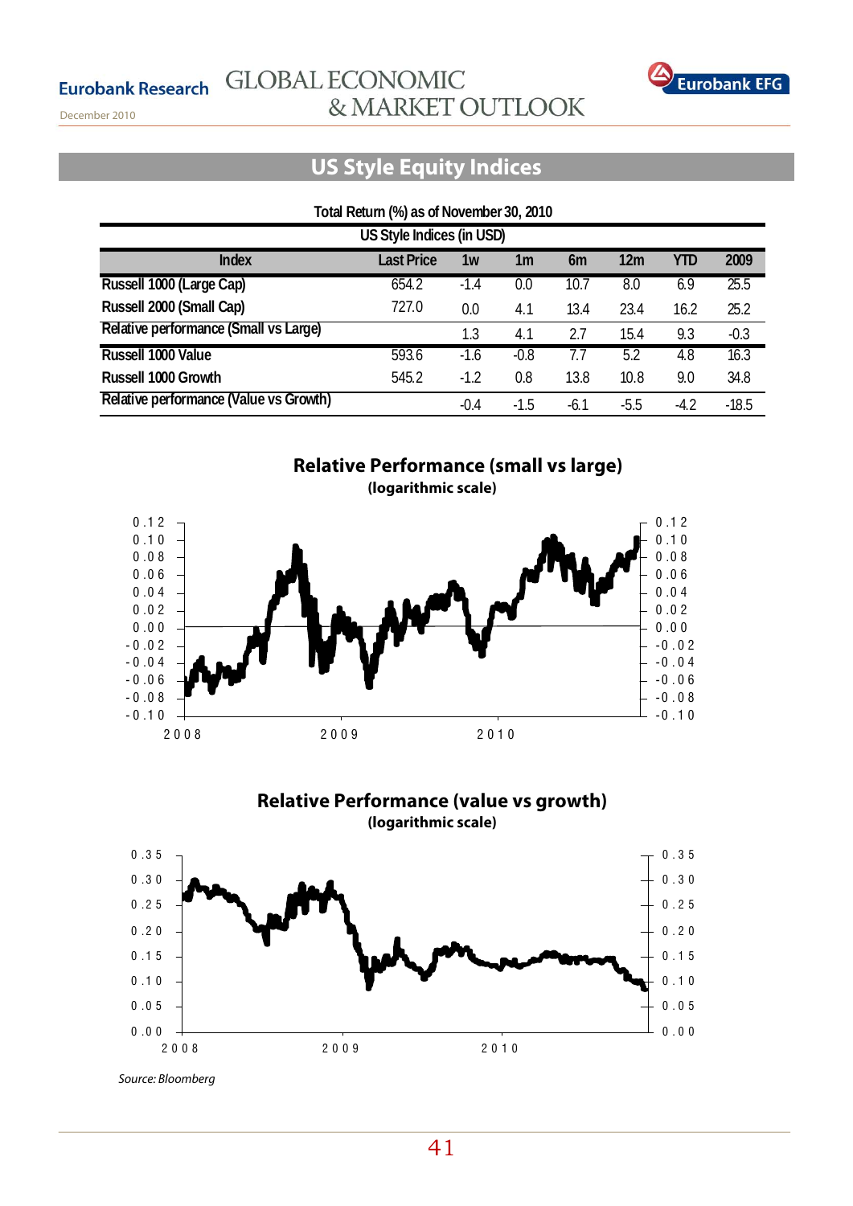## US Style Equity Indices

**Total Return (%) as of November 30, 2010**

| US Style Indices (in USD) | | | | | | | | |
|---|---|---|---|---|---|---|---|---|
| **Index** | **Last Price** | **1w** | **1m** | **6m** | **12m** | **YTD** | **2009** |
| **Russell 1000 (Large Cap)** | 654.2 | -1.4 | 0.0 | 10.7 | 8.0 | 6.9 | 25.5 |
| **Russell 2000 (Small Cap)** | 727.0 | 0.0 | 4.1 | 13.4 | 23.4 | 16.2 | 25.2 |
| **Relative performance (Small vs Large)** | | 1.3 | 4.1 | 2.7 | 15.4 | 9.3 | -0.3 |
| **Russell 1000 Value** | 593.6 | -1.6 | -0.8 | 7.7 | 5.2 | 4.8 | 16.3 |
| **Russell 1000 Growth** | 545.2 | -1.2 | 0.8 | 13.8 | 10.8 | 9.0 | 34.8 |
| **Relative performance (Value vs Growth)** | | -0.4 | -1.5 | -6.1 | -5.5 | -4.2 | -18.5 |

**Relative Performance (small vs large)**
**(logarithmic scale)**

**Relative Performance (value vs growth)**
**(logarithmic scale)**

*Source: Bloomberg*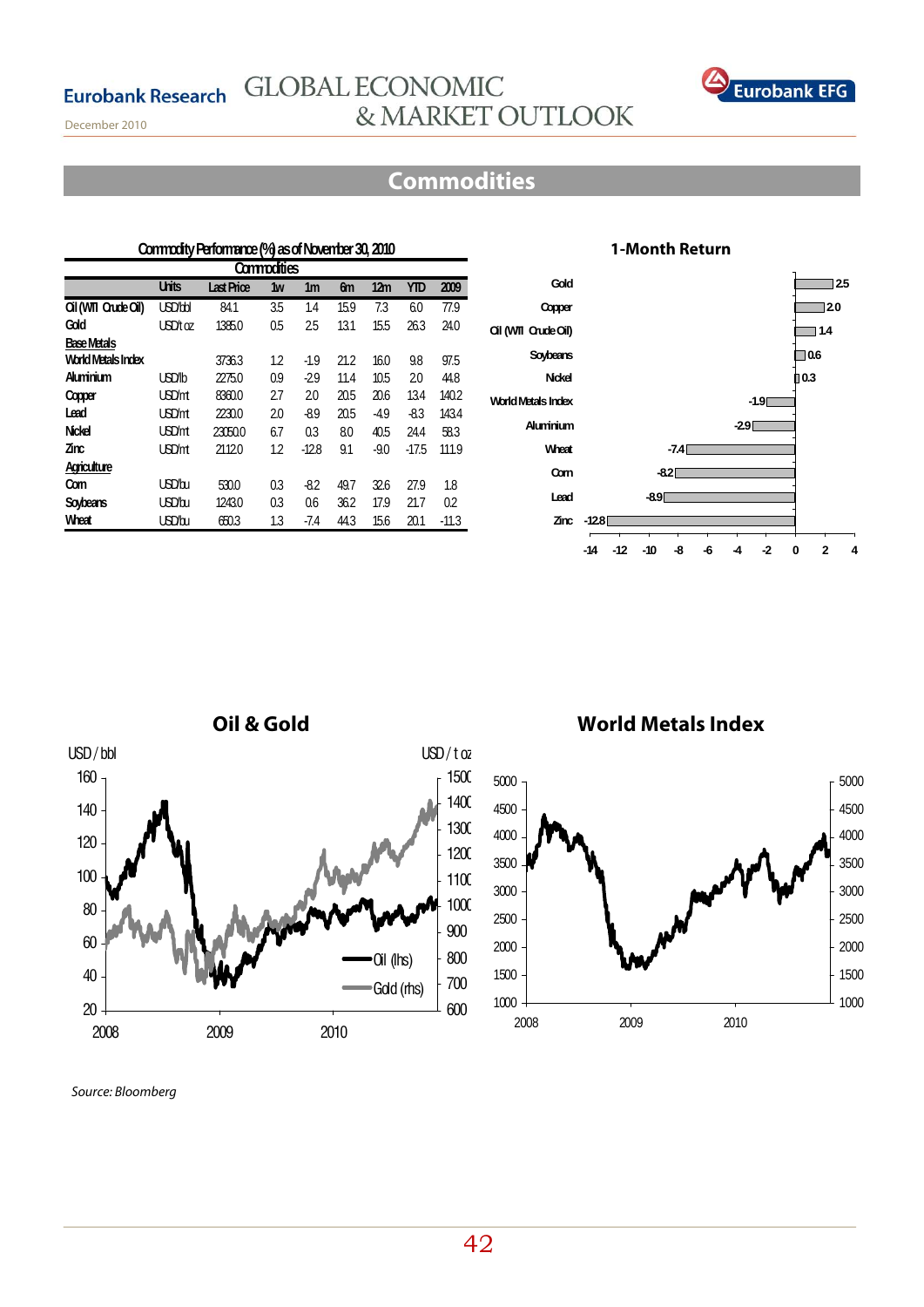## Commodities

**Commodity Performance (%) as of November 30, 2010**

| Commodities | Units | Last Price | 1w | 1m | 6m | 12m | YTD | 2009 |
|---|---|---|---|---|---|---|---|---|
| Oil (WTI Crude Oil) | USD/bbl | 84.1 | 3.5 | 1.4 | 15.9 | 7.3 | 6.0 | 77.9 |
| Gold | USD/t oz | 1385.0 | 0.5 | 2.5 | 13.1 | 15.5 | 26.3 | 24.0 |
| **Base Metals** | | | | | | | | |
| World Metals Index | | 3736.3 | 1.2 | -1.9 | 21.2 | 16.0 | 9.8 | 97.5 |
| Aluminium | USD/lb | 2275.0 | 0.9 | -2.9 | 11.4 | 10.5 | 2.0 | 44.8 |
| Copper | USD/mt | 8360.0 | 2.7 | 2.0 | 20.5 | 20.6 | 13.4 | 140.2 |
| Lead | USD/mt | 2230.0 | 2.0 | -8.9 | 20.5 | -4.9 | -8.3 | 143.4 |
| Nickel | USD/mt | 23050.0 | 6.7 | 0.3 | 8.0 | 40.5 | 24.4 | 58.3 |
| Zinc | USD/mt | 2112.0 | 1.2 | -12.8 | 9.1 | -9.0 | -17.5 | 111.9 |
| **Agriculture** | | | | | | | | |
| Corn | USD/bu | 530.0 | 0.3 | -8.2 | 49.7 | 32.6 | 27.9 | 1.8 |
| Soybeans | USD/bu | 1243.0 | 0.3 | 0.6 | 36.2 | 17.9 | 21.7 | 0.2 |
| Wheat | USD/bu | 650.3 | 1.3 | -7.4 | 44.3 | 15.6 | 20.1 | -11.3 |

**1-Month Return**

| Commodity | 1-Month Return (%) |
|---|---|
| Gold | 2.5 |
| Copper | 2.0 |
| Oil (WTI Crude Oil) | 1.4 |
| Soybeans | 0.6 |
| Nickel | 0.3 |
| World Metals Index | -1.9 |
| Aluminium | -2.9 |
| Wheat | -7.4 |
| Corn | -8.2 |
| Lead | -8.9 |
| Zinc | -12.8 |

**Oil & Gold**

**World Metals Index**

*Source: Bloomberg*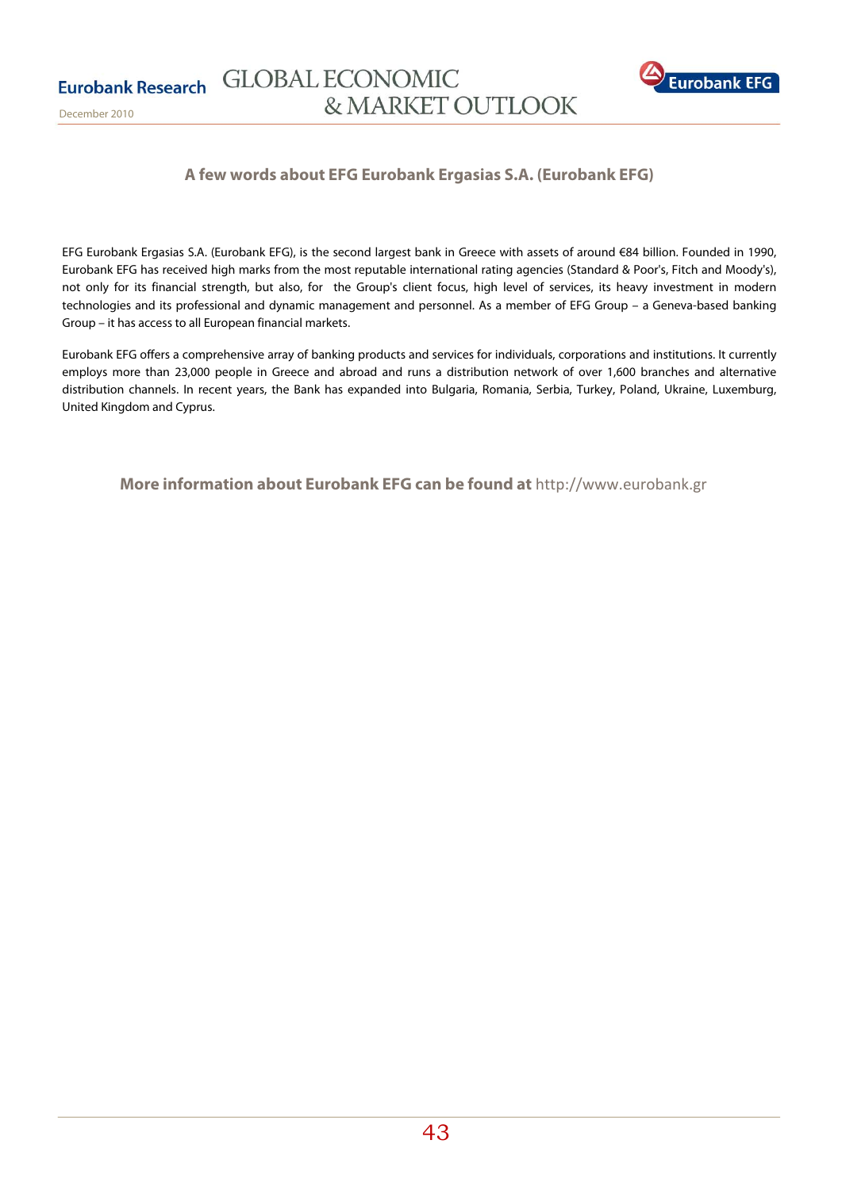## A few words about EFG Eurobank Ergasias S.A. (Eurobank EFG)

EFG Eurobank Ergasias S.A. (Eurobank EFG), is the second largest bank in Greece with assets of around €84 billion. Founded in 1990, Eurobank EFG has received high marks from the most reputable international rating agencies (Standard & Poor's, Fitch and Moody's), not only for its financial strength, but also, for the Group's client focus, high level of services, its heavy investment in modern technologies and its professional and dynamic management and personnel. As a member of EFG Group – a Geneva-based banking Group – it has access to all European financial markets.

Eurobank EFG offers a comprehensive array of banking products and services for individuals, corporations and institutions. It currently employs more than 23,000 people in Greece and abroad and runs a distribution network of over 1,600 branches and alternative distribution channels. In recent years, the Bank has expanded into Bulgaria, Romania, Serbia, Turkey, Poland, Ukraine, Luxemburg, United Kingdom and Cyprus.

**More information about Eurobank EFG can be found at** http://www.eurobank.gr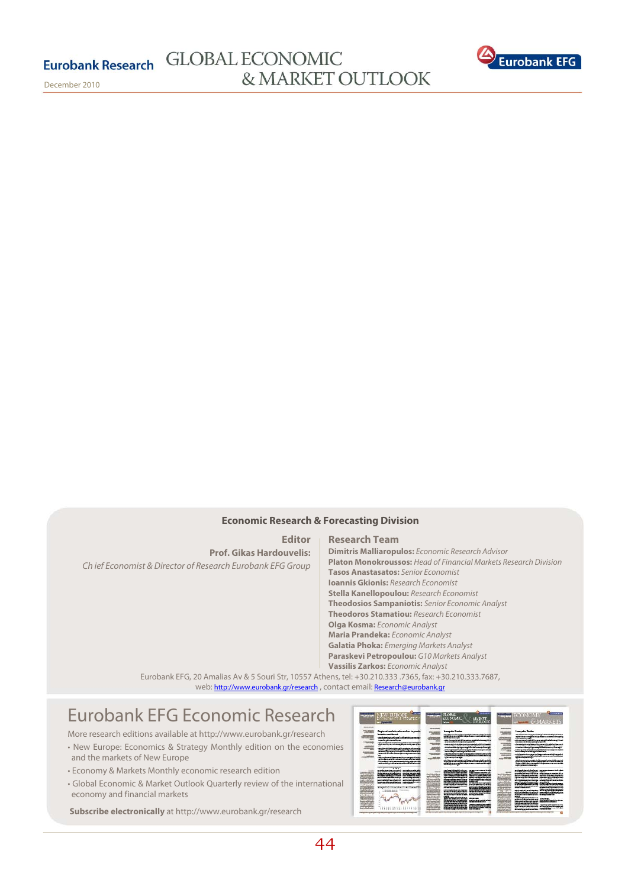## Economic Research & Forecasting Division

**Editor**

**Prof. Gikas Hardouvelis:**

*Chief Economist & Director of Research Eurobank EFG Group*

**Research Team**

**Dimitris Malliaropulos:** *Economic Research Advisor*
**Platon Monokroussos:** *Head of Financial Markets Research Division*
**Tasos Anastasatos:** *Senior Economist*
**Ioannis Gkionis:** *Research Economist*
**Stella Kanellopoulou:** *Research Economist*
**Theodosios Sampaniotis:** *Senior Economic Analyst*
**Theodoros Stamatiou:** *Research Economist*
**Olga Kosma:** *Economic Analyst*
**Maria Prandeka:** *Economic Analyst*
**Galatia Phoka:** *Emerging Markets Analyst*
**Paraskevi Petropoulou:** *G10 Markets Analyst*
**Vassilis Zarkos:** *Economic Analyst*

Eurobank EFG, 20 Amalias Av & 5 Souri Str, 10557 Athens, tel: +30.210.333 .7365, fax: +30.210.333.7687,
web: http://www.eurobank.gr/research , contact email: Research@eurobank.gr

## Eurobank EFG Economic Research

More research editions available at http://www.eurobank.gr/research

- New Europe: Economics & Strategy Monthly edition on the economies and the markets of New Europe
- Economy & Markets Monthly economic research edition
- Global Economic & Market Outlook Quarterly review of the international economy and financial markets

**Subscribe electronically** at http://www.eurobank.gr/research